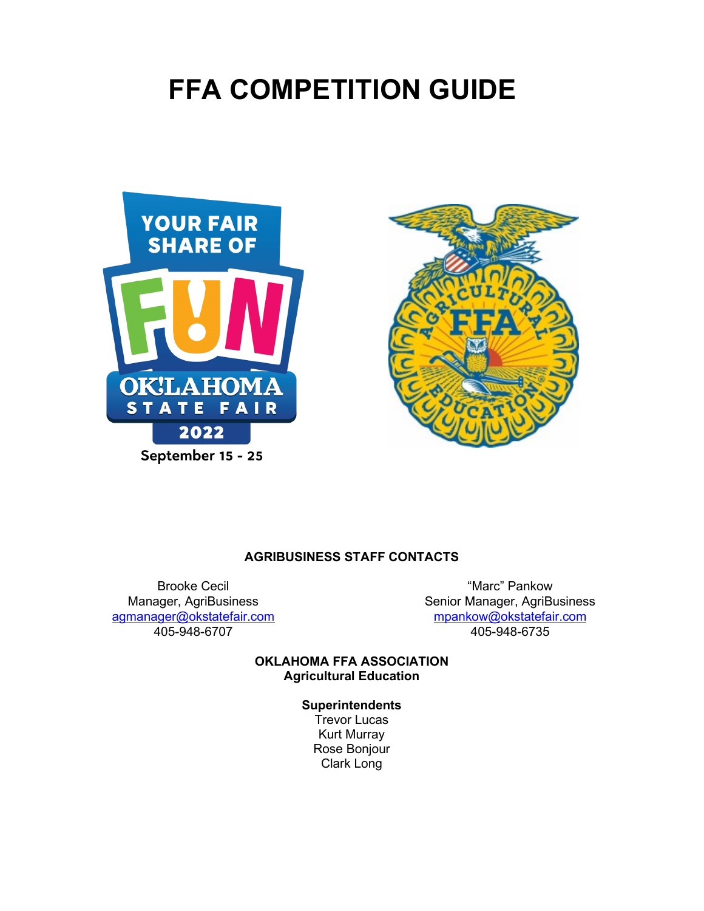# FFA COMPETITION GUIDE

September 15 - 25

**AGRIBUSINESS STAFF CONTACTS**

Brooke Cecil
Manager, AgriBusiness
agmanager@okstatefair.com
405-948-6707

"Marc" Pankow
Senior Manager, AgriBusiness
mpankow@okstatefair.com
405-948-6735

**OKLAHOMA FFA ASSOCIATION**
**Agricultural Education**

**Superintendents**
Trevor Lucas
Kurt Murray
Rose Bonjour
Clark Long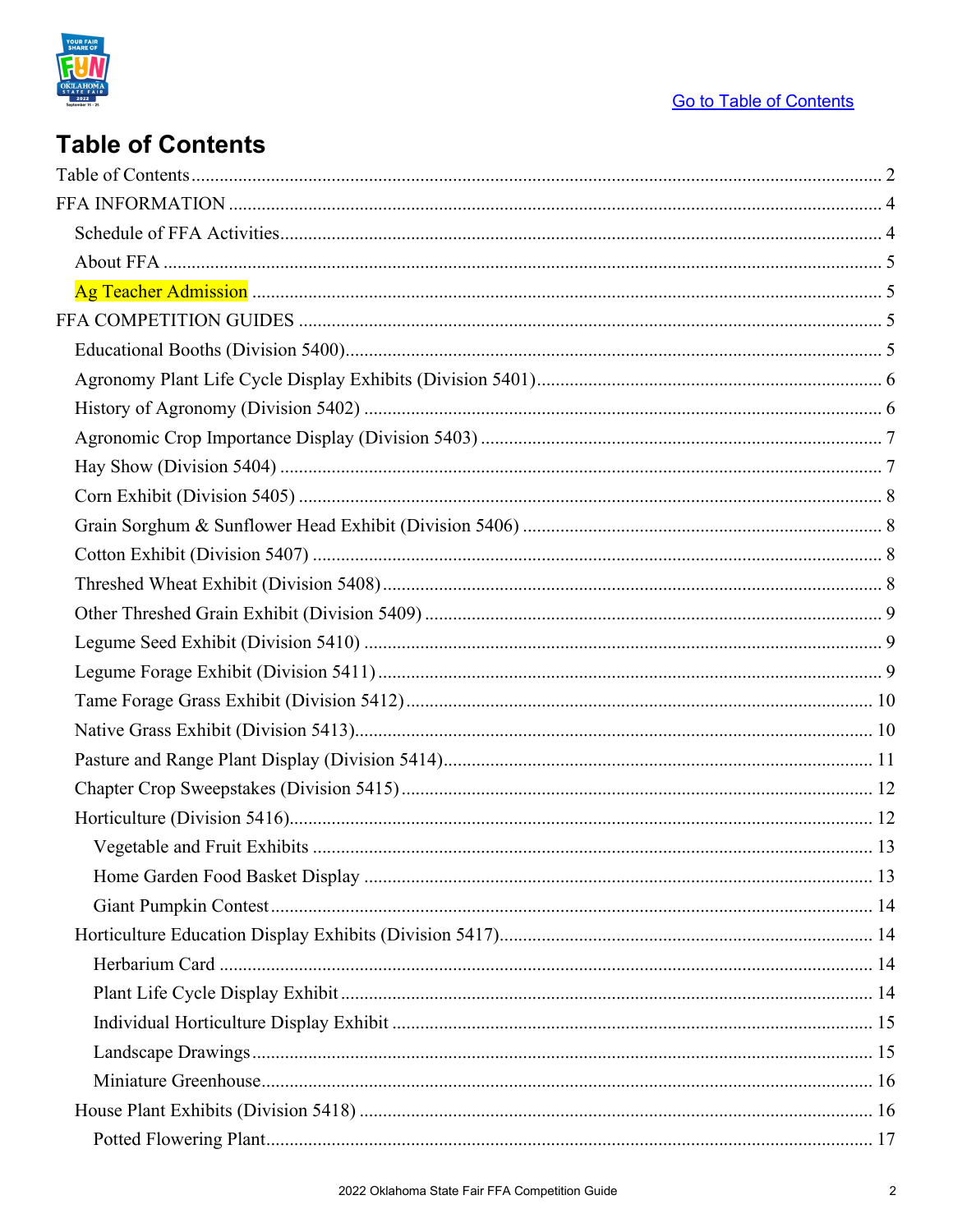[Go to Table of Contents](#)

# Table of Contents

- Table of Contents ........ 2
- FFA INFORMATION ........ 4
  - Schedule of FFA Activities ........ 4
  - About FFA ........ 5
  - Ag Teacher Admission ........ 5
- FFA COMPETITION GUIDES ........ 5
  - Educational Booths (Division 5400) ........ 5
  - Agronomy Plant Life Cycle Display Exhibits (Division 5401) ........ 6
  - History of Agronomy (Division 5402) ........ 6
  - Agronomic Crop Importance Display (Division 5403) ........ 7
  - Hay Show (Division 5404) ........ 7
  - Corn Exhibit (Division 5405) ........ 8
  - Grain Sorghum & Sunflower Head Exhibit (Division 5406) ........ 8
  - Cotton Exhibit (Division 5407) ........ 8
  - Threshed Wheat Exhibit (Division 5408) ........ 8
  - Other Threshed Grain Exhibit (Division 5409) ........ 9
  - Legume Seed Exhibit (Division 5410) ........ 9
  - Legume Forage Exhibit (Division 5411) ........ 9
  - Tame Forage Grass Exhibit (Division 5412) ........ 10
  - Native Grass Exhibit (Division 5413) ........ 10
  - Pasture and Range Plant Display (Division 5414) ........ 11
  - Chapter Crop Sweepstakes (Division 5415) ........ 12
  - Horticulture (Division 5416) ........ 12
    - Vegetable and Fruit Exhibits ........ 13
    - Home Garden Food Basket Display ........ 13
    - Giant Pumpkin Contest ........ 14
  - Horticulture Education Display Exhibits (Division 5417) ........ 14
    - Herbarium Card ........ 14
    - Plant Life Cycle Display Exhibit ........ 14
    - Individual Horticulture Display Exhibit ........ 15
    - Landscape Drawings ........ 15
    - Miniature Greenhouse ........ 16
  - House Plant Exhibits (Division 5418) ........ 16
    - Potted Flowering Plant ........ 17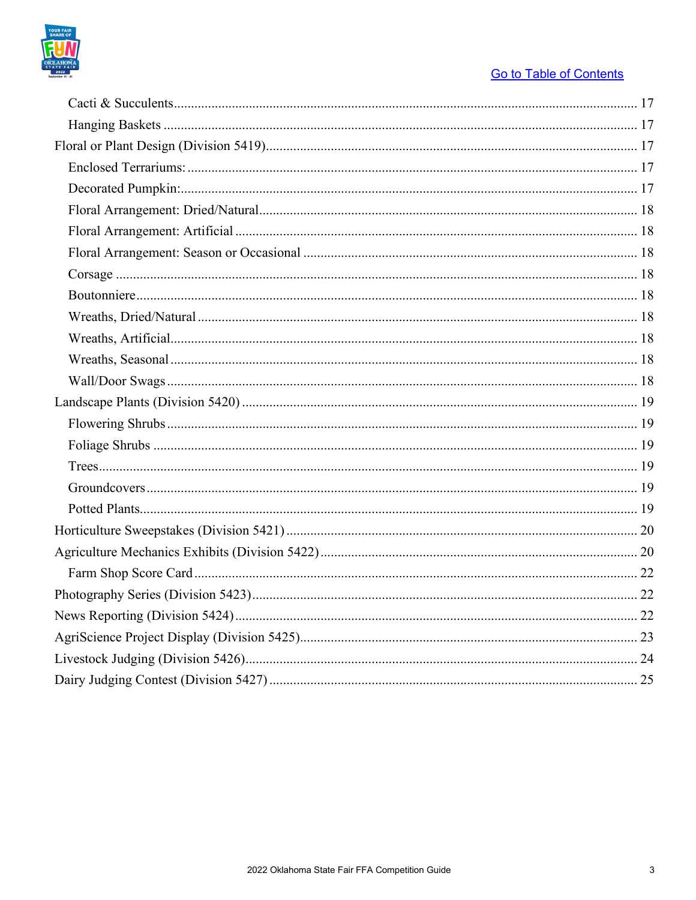[Go to Table of Contents](#)

- Cacti & Succulents ........ 17
- Hanging Baskets ........ 17
- Floral or Plant Design (Division 5419) ........ 17
  - Enclosed Terrariums: ........ 17
  - Decorated Pumpkin: ........ 17
  - Floral Arrangement: Dried/Natural ........ 18
  - Floral Arrangement: Artificial ........ 18
  - Floral Arrangement: Season or Occasional ........ 18
  - Corsage ........ 18
  - Boutonniere ........ 18
  - Wreaths, Dried/Natural ........ 18
  - Wreaths, Artificial ........ 18
  - Wreaths, Seasonal ........ 18
  - Wall/Door Swags ........ 18
- Landscape Plants (Division 5420) ........ 19
  - Flowering Shrubs ........ 19
  - Foliage Shrubs ........ 19
  - Trees ........ 19
  - Groundcovers ........ 19
  - Potted Plants ........ 19
- Horticulture Sweepstakes (Division 5421) ........ 20
- Agriculture Mechanics Exhibits (Division 5422) ........ 20
  - Farm Shop Score Card ........ 22
- Photography Series (Division 5423) ........ 22
- News Reporting (Division 5424) ........ 22
- AgriScience Project Display (Division 5425) ........ 23
- Livestock Judging (Division 5426) ........ 24
- Dairy Judging Contest (Division 5427) ........ 25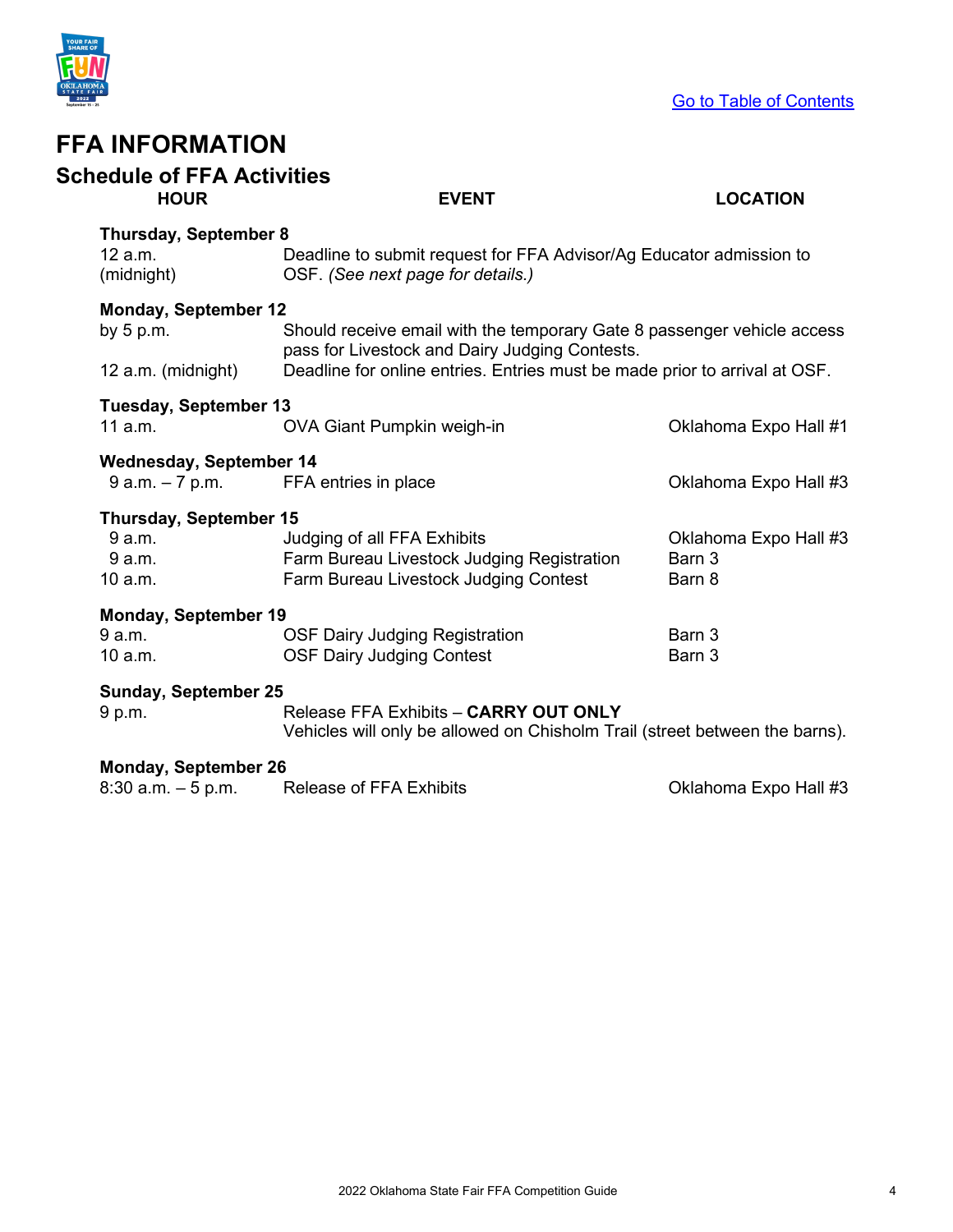[Go to Table of Contents](#)

# FFA INFORMATION

## Schedule of FFA Activities

| HOUR | EVENT | LOCATION |
|---|---|---|
| **Thursday, September 8** | | |
| 12 a.m. (midnight) | Deadline to submit request for FFA Advisor/Ag Educator admission to OSF. *(See next page for details.)* | |
| **Monday, September 12** | | |
| by 5 p.m. | Should receive email with the temporary Gate 8 passenger vehicle access pass for Livestock and Dairy Judging Contests. | |
| 12 a.m. (midnight) | Deadline for online entries. Entries must be made prior to arrival at OSF. | |
| **Tuesday, September 13** | | |
| 11 a.m. | OVA Giant Pumpkin weigh-in | Oklahoma Expo Hall #1 |
| **Wednesday, September 14** | | |
| 9 a.m. – 7 p.m. | FFA entries in place | Oklahoma Expo Hall #3 |
| **Thursday, September 15** | | |
| 9 a.m. | Judging of all FFA Exhibits | Oklahoma Expo Hall #3 |
| 9 a.m. | Farm Bureau Livestock Judging Registration | Barn 3 |
| 10 a.m. | Farm Bureau Livestock Judging Contest | Barn 8 |
| **Monday, September 19** | | |
| 9 a.m. | OSF Dairy Judging Registration | Barn 3 |
| 10 a.m. | OSF Dairy Judging Contest | Barn 3 |
| **Sunday, September 25** | | |
| 9 p.m. | Release FFA Exhibits – **CARRY OUT ONLY** Vehicles will only be allowed on Chisholm Trail (street between the barns). | |
| **Monday, September 26** | | |
| 8:30 a.m. – 5 p.m. | Release of FFA Exhibits | Oklahoma Expo Hall #3 |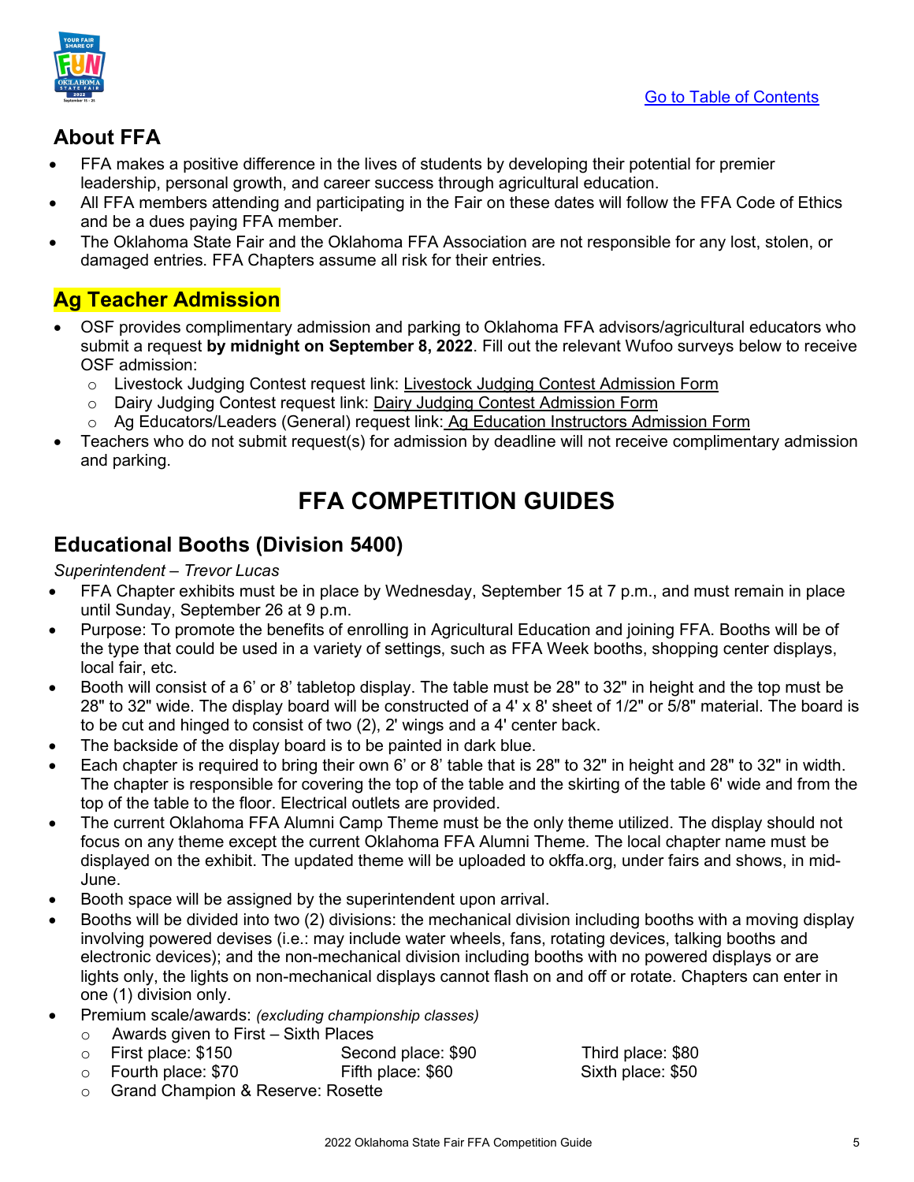Go to Table of Contents

## About FFA

- FFA makes a positive difference in the lives of students by developing their potential for premier leadership, personal growth, and career success through agricultural education.
- All FFA members attending and participating in the Fair on these dates will follow the FFA Code of Ethics and be a dues paying FFA member.
- The Oklahoma State Fair and the Oklahoma FFA Association are not responsible for any lost, stolen, or damaged entries. FFA Chapters assume all risk for their entries.

## Ag Teacher Admission

- OSF provides complimentary admission and parking to Oklahoma FFA advisors/agricultural educators who submit a request **by midnight on September 8, 2022**. Fill out the relevant Wufoo surveys below to receive OSF admission:
  - Livestock Judging Contest request link: Livestock Judging Contest Admission Form
  - Dairy Judging Contest request link: Dairy Judging Contest Admission Form
  - Ag Educators/Leaders (General) request link: Ag Education Instructors Admission Form
- Teachers who do not submit request(s) for admission by deadline will not receive complimentary admission and parking.

# FFA COMPETITION GUIDES

## Educational Booths (Division 5400)

*Superintendent – Trevor Lucas*

- FFA Chapter exhibits must be in place by Wednesday, September 15 at 7 p.m., and must remain in place until Sunday, September 26 at 9 p.m.
- Purpose: To promote the benefits of enrolling in Agricultural Education and joining FFA. Booths will be of the type that could be used in a variety of settings, such as FFA Week booths, shopping center displays, local fair, etc.
- Booth will consist of a 6' or 8' tabletop display. The table must be 28" to 32" in height and the top must be 28" to 32" wide. The display board will be constructed of a 4' x 8' sheet of 1/2" or 5/8" material. The board is to be cut and hinged to consist of two (2), 2' wings and a 4' center back.
- The backside of the display board is to be painted in dark blue.
- Each chapter is required to bring their own 6' or 8' table that is 28" to 32" in height and 28" to 32" in width. The chapter is responsible for covering the top of the table and the skirting of the table 6' wide and from the top of the table to the floor. Electrical outlets are provided.
- The current Oklahoma FFA Alumni Camp Theme must be the only theme utilized. The display should not focus on any theme except the current Oklahoma FFA Alumni Theme. The local chapter name must be displayed on the exhibit. The updated theme will be uploaded to okffa.org, under fairs and shows, in mid-June.
- Booth space will be assigned by the superintendent upon arrival.
- Booths will be divided into two (2) divisions: the mechanical division including booths with a moving display involving powered devises (i.e.: may include water wheels, fans, rotating devices, talking booths and electronic devices); and the non-mechanical division including booths with no powered displays or are lights only, the lights on non-mechanical displays cannot flash on and off or rotate. Chapters can enter in one (1) division only.
- Premium scale/awards: *(excluding championship classes)*
  - Awards given to First – Sixth Places
  - First place: $150 Second place: $90 Third place: $80
  - Fourth place: $70 Fifth place: $60 Sixth place: $50
  - Grand Champion & Reserve: Rosette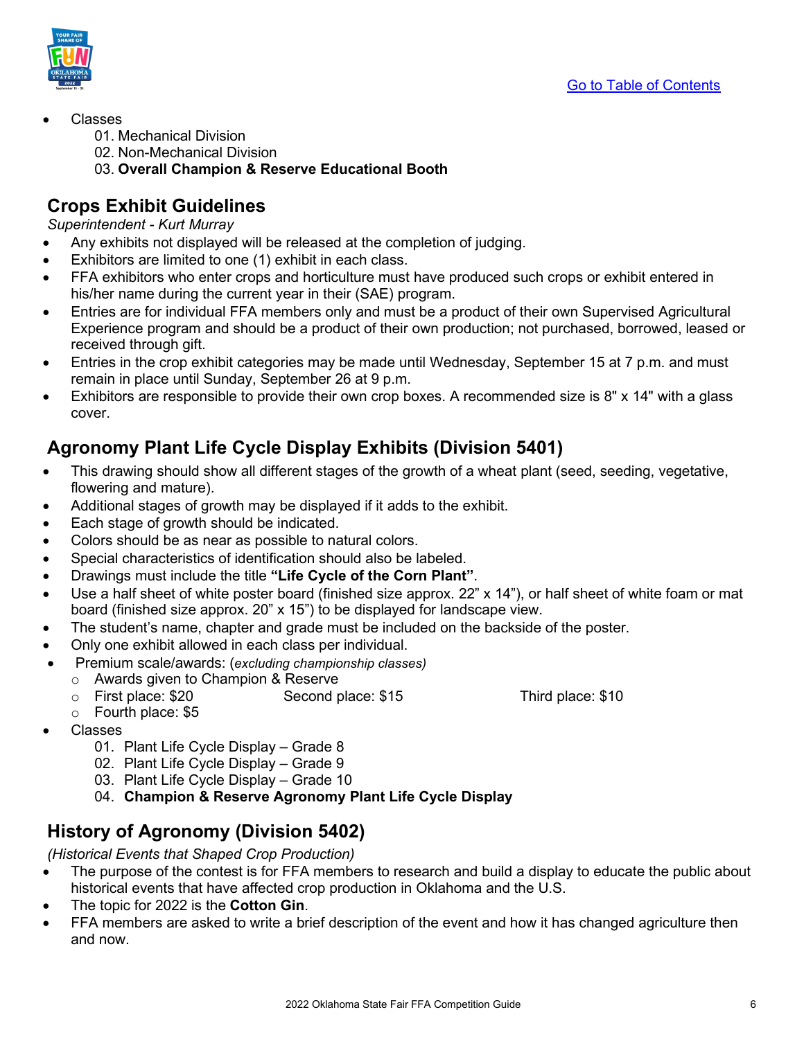- Classes
  - 01. Mechanical Division
  - 02. Non-Mechanical Division
  - 03. **Overall Champion & Reserve Educational Booth**

## Crops Exhibit Guidelines

*Superintendent - Kurt Murray*

- Any exhibits not displayed will be released at the completion of judging.
- Exhibitors are limited to one (1) exhibit in each class.
- FFA exhibitors who enter crops and horticulture must have produced such crops or exhibit entered in his/her name during the current year in their (SAE) program.
- Entries are for individual FFA members only and must be a product of their own Supervised Agricultural Experience program and should be a product of their own production; not purchased, borrowed, leased or received through gift.
- Entries in the crop exhibit categories may be made until Wednesday, September 15 at 7 p.m. and must remain in place until Sunday, September 26 at 9 p.m.
- Exhibitors are responsible to provide their own crop boxes. A recommended size is 8" x 14" with a glass cover.

## Agronomy Plant Life Cycle Display Exhibits (Division 5401)

- This drawing should show all different stages of the growth of a wheat plant (seed, seeding, vegetative, flowering and mature).
- Additional stages of growth may be displayed if it adds to the exhibit.
- Each stage of growth should be indicated.
- Colors should be as near as possible to natural colors.
- Special characteristics of identification should also be labeled.
- Drawings must include the title **"Life Cycle of the Corn Plant"**.
- Use a half sheet of white poster board (finished size approx. 22" x 14"), or half sheet of white foam or mat board (finished size approx. 20" x 15") to be displayed for landscape view.
- The student's name, chapter and grade must be included on the backside of the poster.
- Only one exhibit allowed in each class per individual.
- Premium scale/awards: (*excluding championship classes)*
  - Awards given to Champion & Reserve
  - First place: $20 Second place: $15 Third place: $10
  - Fourth place: $5
- Classes
  - 01. Plant Life Cycle Display – Grade 8
  - 02. Plant Life Cycle Display – Grade 9
  - 03. Plant Life Cycle Display – Grade 10
  - 04. **Champion & Reserve Agronomy Plant Life Cycle Display**

## History of Agronomy (Division 5402)

*(Historical Events that Shaped Crop Production)*

- The purpose of the contest is for FFA members to research and build a display to educate the public about historical events that have affected crop production in Oklahoma and the U.S.
- The topic for 2022 is the **Cotton Gin**.
- FFA members are asked to write a brief description of the event and how it has changed agriculture then and now.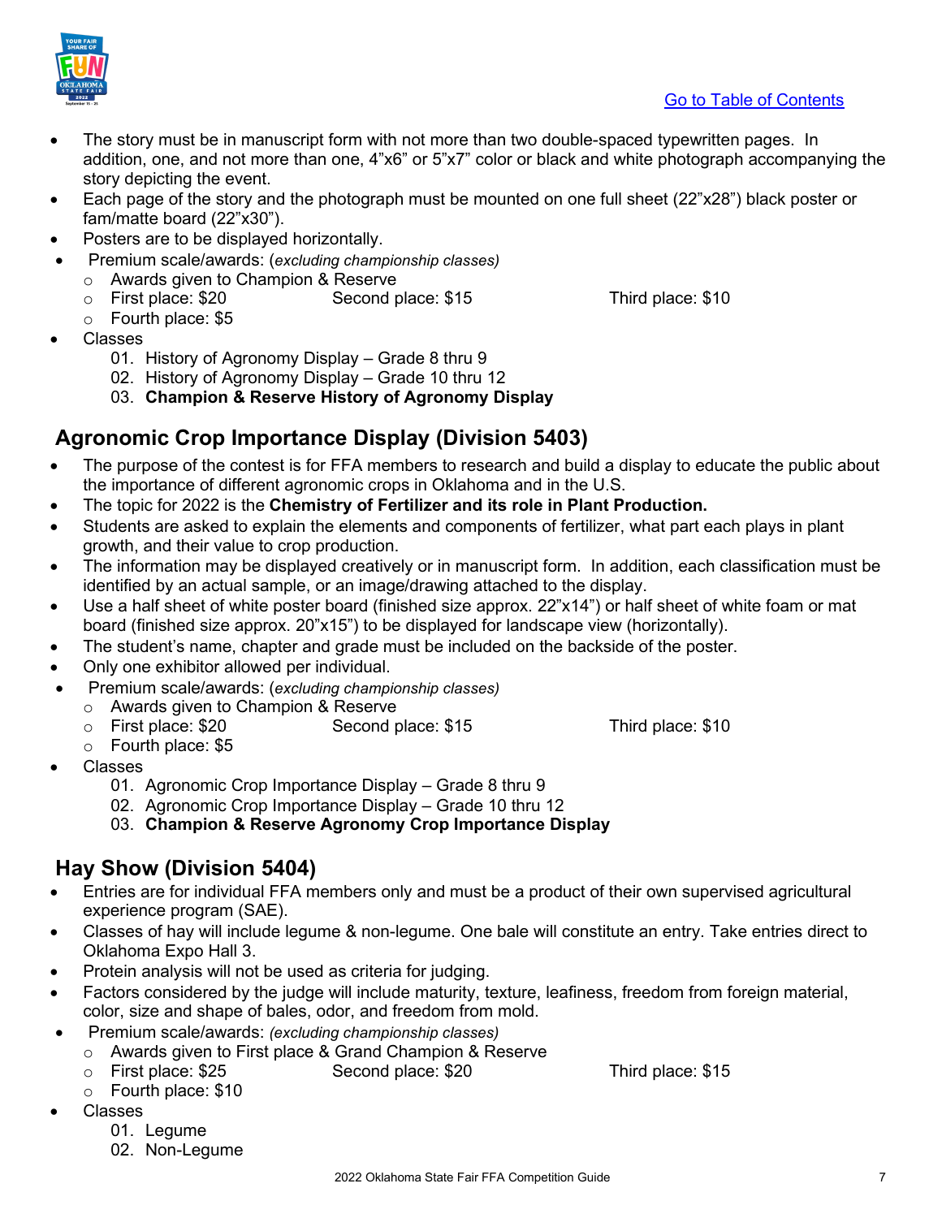[Go to Table of Contents]

- The story must be in manuscript form with not more than two double-spaced typewritten pages. In addition, one, and not more than one, 4”x6” or 5”x7” color or black and white photograph accompanying the story depicting the event.
- Each page of the story and the photograph must be mounted on one full sheet (22”x28”) black poster or fam/matte board (22”x30”).
- Posters are to be displayed horizontally.
- Premium scale/awards: (*excluding championship classes)*
  - Awards given to Champion & Reserve
  - First place: $20 Second place: $15 Third place: $10
  - Fourth place: $5
- Classes
  01. History of Agronomy Display – Grade 8 thru 9
  02. History of Agronomy Display – Grade 10 thru 12
  03. **Champion & Reserve History of Agronomy Display**

## Agronomic Crop Importance Display (Division 5403)

- The purpose of the contest is for FFA members to research and build a display to educate the public about the importance of different agronomic crops in Oklahoma and in the U.S.
- The topic for 2022 is the **Chemistry of Fertilizer and its role in Plant Production.**
- Students are asked to explain the elements and components of fertilizer, what part each plays in plant growth, and their value to crop production.
- The information may be displayed creatively or in manuscript form. In addition, each classification must be identified by an actual sample, or an image/drawing attached to the display.
- Use a half sheet of white poster board (finished size approx. 22”x14”) or half sheet of white foam or mat board (finished size approx. 20”x15”) to be displayed for landscape view (horizontally).
- The student’s name, chapter and grade must be included on the backside of the poster.
- Only one exhibitor allowed per individual.
- Premium scale/awards: (*excluding championship classes)*
  - Awards given to Champion & Reserve
  - First place: $20 Second place: $15 Third place: $10
  - Fourth place: $5
- Classes
  01. Agronomic Crop Importance Display – Grade 8 thru 9
  02. Agronomic Crop Importance Display – Grade 10 thru 12
  03. **Champion & Reserve Agronomy Crop Importance Display**

## Hay Show (Division 5404)

- Entries are for individual FFA members only and must be a product of their own supervised agricultural experience program (SAE).
- Classes of hay will include legume & non-legume. One bale will constitute an entry. Take entries direct to Oklahoma Expo Hall 3.
- Protein analysis will not be used as criteria for judging.
- Factors considered by the judge will include maturity, texture, leafiness, freedom from foreign material, color, size and shape of bales, odor, and freedom from mold.
- Premium scale/awards: *(excluding championship classes)*
  - Awards given to First place & Grand Champion & Reserve
  - First place: $25 Second place: $20 Third place: $15
  - Fourth place: $10
- Classes
  01. Legume
  02. Non-Legume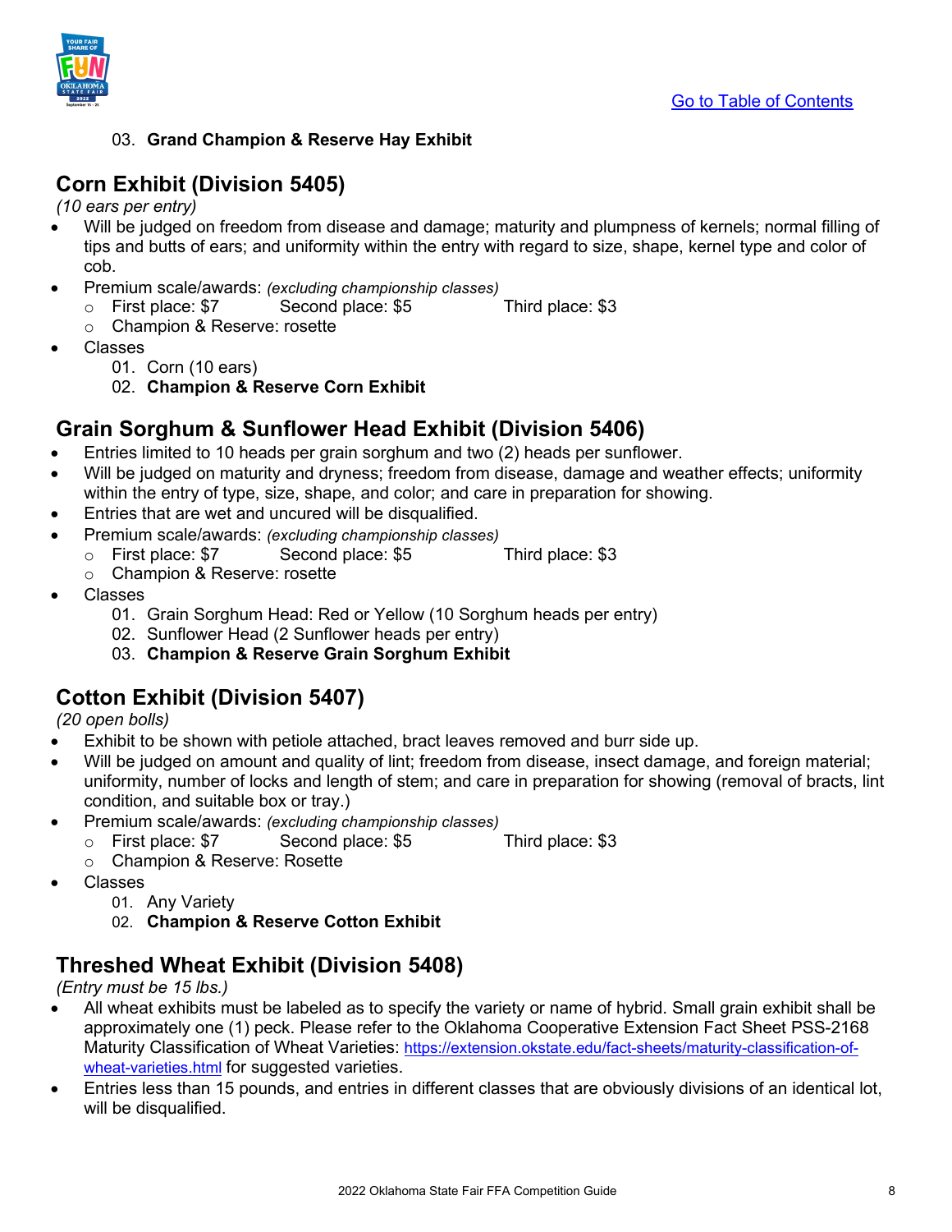03. **Grand Champion & Reserve Hay Exhibit**

## Corn Exhibit (Division 5405)

*(10 ears per entry)*

- Will be judged on freedom from disease and damage; maturity and plumpness of kernels; normal filling of tips and butts of ears; and uniformity within the entry with regard to size, shape, kernel type and color of cob.
- Premium scale/awards: *(excluding championship classes)*
    - First place: $7 Second place: $5 Third place: $3
    - Champion & Reserve: rosette
- Classes
    01. Corn (10 ears)
    02. **Champion & Reserve Corn Exhibit**

## Grain Sorghum & Sunflower Head Exhibit (Division 5406)

- Entries limited to 10 heads per grain sorghum and two (2) heads per sunflower.
- Will be judged on maturity and dryness; freedom from disease, damage and weather effects; uniformity within the entry of type, size, shape, and color; and care in preparation for showing.
- Entries that are wet and uncured will be disqualified.
- Premium scale/awards: *(excluding championship classes)*
    - First place: $7 Second place: $5 Third place: $3
    - Champion & Reserve: rosette
- Classes
    01. Grain Sorghum Head: Red or Yellow (10 Sorghum heads per entry)
    02. Sunflower Head (2 Sunflower heads per entry)
    03. **Champion & Reserve Grain Sorghum Exhibit**

## Cotton Exhibit (Division 5407)

*(20 open bolls)*

- Exhibit to be shown with petiole attached, bract leaves removed and burr side up.
- Will be judged on amount and quality of lint; freedom from disease, insect damage, and foreign material; uniformity, number of locks and length of stem; and care in preparation for showing (removal of bracts, lint condition, and suitable box or tray.)
- Premium scale/awards: *(excluding championship classes)*
    - First place: $7 Second place: $5 Third place: $3
    - Champion & Reserve: Rosette
- Classes
    01. Any Variety
    02. **Champion & Reserve Cotton Exhibit**

## Threshed Wheat Exhibit (Division 5408)

*(Entry must be 15 lbs.)*

- All wheat exhibits must be labeled as to specify the variety or name of hybrid. Small grain exhibit shall be approximately one (1) peck. Please refer to the Oklahoma Cooperative Extension Fact Sheet PSS-2168 Maturity Classification of Wheat Varieties: https://extension.okstate.edu/fact-sheets/maturity-classification-of-wheat-varieties.html for suggested varieties.
- Entries less than 15 pounds, and entries in different classes that are obviously divisions of an identical lot, will be disqualified.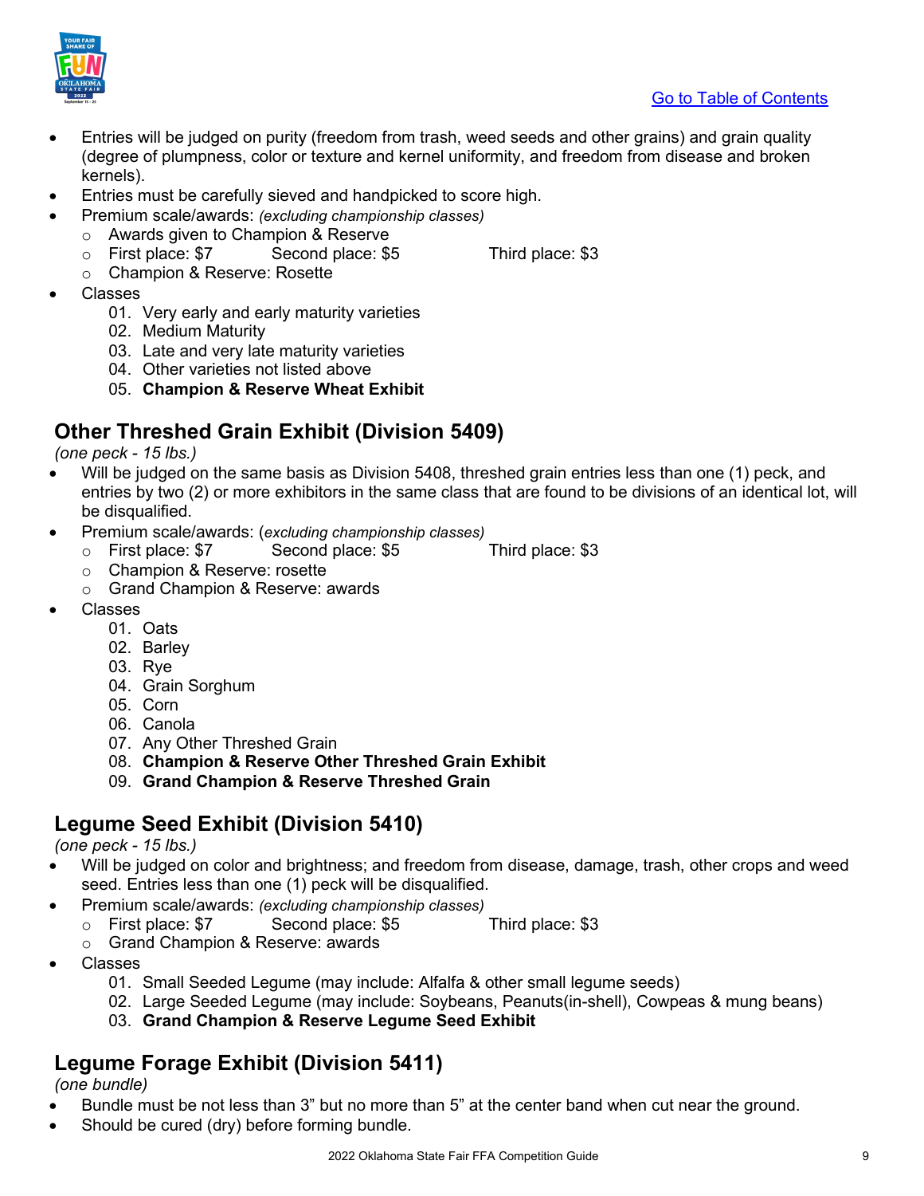[Go to Table of Contents](#)

- Entries will be judged on purity (freedom from trash, weed seeds and other grains) and grain quality (degree of plumpness, color or texture and kernel uniformity, and freedom from disease and broken kernels).
- Entries must be carefully sieved and handpicked to score high.
- Premium scale/awards: *(excluding championship classes)*
  - Awards given to Champion & Reserve
  - First place: $7 Second place: $5 Third place: $3
  - Champion & Reserve: Rosette
- Classes
  01. Very early and early maturity varieties
  02. Medium Maturity
  03. Late and very late maturity varieties
  04. Other varieties not listed above
  05. **Champion & Reserve Wheat Exhibit**

## Other Threshed Grain Exhibit (Division 5409)

*(one peck - 15 lbs.)*

- Will be judged on the same basis as Division 5408, threshed grain entries less than one (1) peck, and entries by two (2) or more exhibitors in the same class that are found to be divisions of an identical lot, will be disqualified.
- Premium scale/awards: (*excluding championship classes)*
  - First place: $7 Second place: $5 Third place: $3
  - Champion & Reserve: rosette
  - Grand Champion & Reserve: awards
- Classes
  01. Oats
  02. Barley
  03. Rye
  04. Grain Sorghum
  05. Corn
  06. Canola
  07. Any Other Threshed Grain
  08. **Champion & Reserve Other Threshed Grain Exhibit**
  09. **Grand Champion & Reserve Threshed Grain**

## Legume Seed Exhibit (Division 5410)

*(one peck - 15 lbs.)*

- Will be judged on color and brightness; and freedom from disease, damage, trash, other crops and weed seed. Entries less than one (1) peck will be disqualified.
- Premium scale/awards: *(excluding championship classes)*
  - First place: $7 Second place: $5 Third place: $3
  - Grand Champion & Reserve: awards
- Classes
  01. Small Seeded Legume (may include: Alfalfa & other small legume seeds)
  02. Large Seeded Legume (may include: Soybeans, Peanuts(in-shell), Cowpeas & mung beans)
  03. **Grand Champion & Reserve Legume Seed Exhibit**

## Legume Forage Exhibit (Division 5411)

*(one bundle)*

- Bundle must be not less than 3" but no more than 5" at the center band when cut near the ground.
- Should be cured (dry) before forming bundle.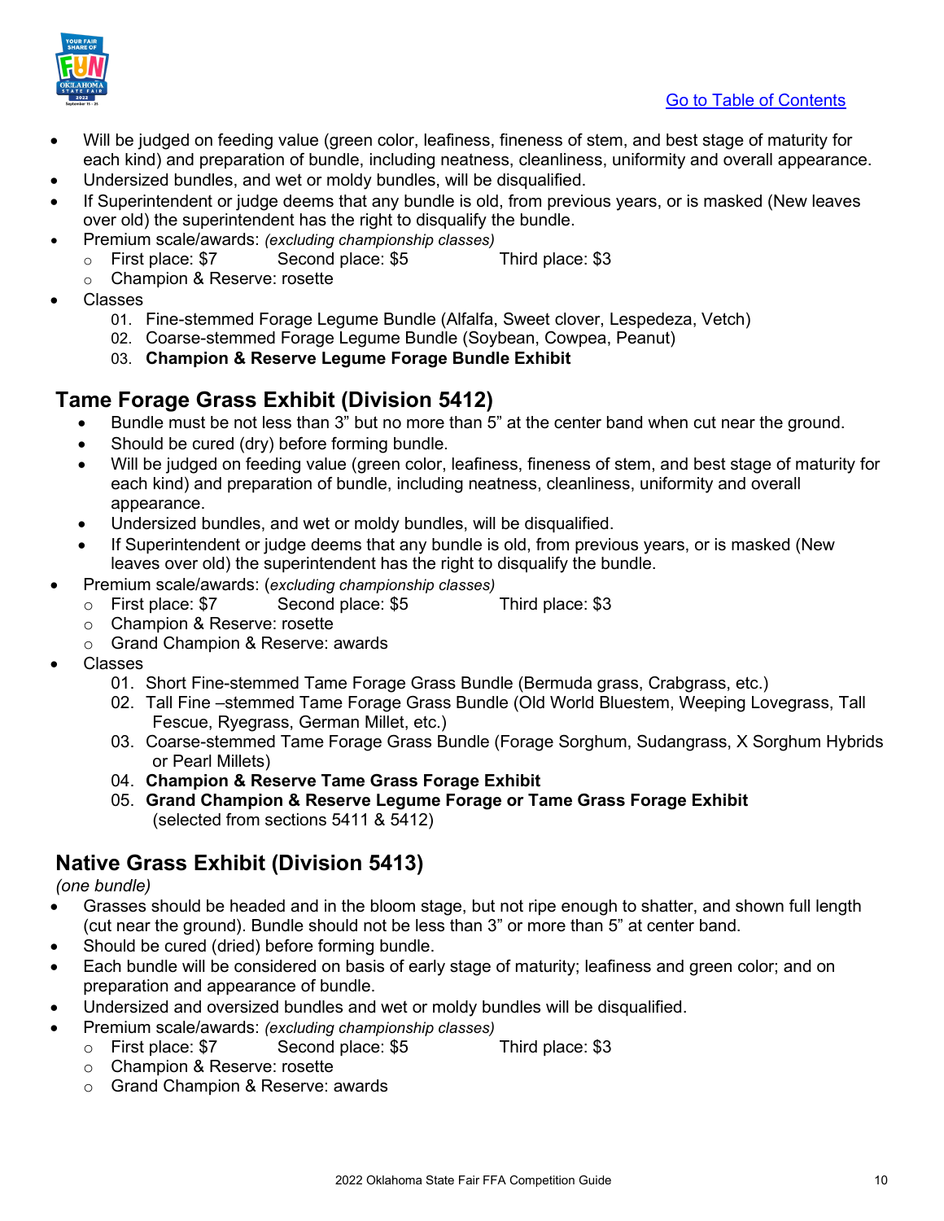[Go to Table of Contents]

- Will be judged on feeding value (green color, leafiness, fineness of stem, and best stage of maturity for each kind) and preparation of bundle, including neatness, cleanliness, uniformity and overall appearance.
- Undersized bundles, and wet or moldy bundles, will be disqualified.
- If Superintendent or judge deems that any bundle is old, from previous years, or is masked (New leaves over old) the superintendent has the right to disqualify the bundle.
- Premium scale/awards: *(excluding championship classes)*
  - First place: $7 Second place: $5 Third place: $3
  - Champion & Reserve: rosette
- Classes
  01. Fine-stemmed Forage Legume Bundle (Alfalfa, Sweet clover, Lespedeza, Vetch)
  02. Coarse-stemmed Forage Legume Bundle (Soybean, Cowpea, Peanut)
  03. **Champion & Reserve Legume Forage Bundle Exhibit**

## Tame Forage Grass Exhibit (Division 5412)

- Bundle must be not less than 3" but no more than 5" at the center band when cut near the ground.
- Should be cured (dry) before forming bundle.
- Will be judged on feeding value (green color, leafiness, fineness of stem, and best stage of maturity for each kind) and preparation of bundle, including neatness, cleanliness, uniformity and overall appearance.
- Undersized bundles, and wet or moldy bundles, will be disqualified.
- If Superintendent or judge deems that any bundle is old, from previous years, or is masked (New leaves over old) the superintendent has the right to disqualify the bundle.
- Premium scale/awards: (*excluding championship classes)*
  - First place: $7 Second place: $5 Third place: $3
  - Champion & Reserve: rosette
  - Grand Champion & Reserve: awards
- Classes
  01. Short Fine-stemmed Tame Forage Grass Bundle (Bermuda grass, Crabgrass, etc.)
  02. Tall Fine –stemmed Tame Forage Grass Bundle (Old World Bluestem, Weeping Lovegrass, Tall Fescue, Ryegrass, German Millet, etc.)
  03. Coarse-stemmed Tame Forage Grass Bundle (Forage Sorghum, Sudangrass, X Sorghum Hybrids or Pearl Millets)
  04. **Champion & Reserve Tame Grass Forage Exhibit**
  05. **Grand Champion & Reserve Legume Forage or Tame Grass Forage Exhibit** (selected from sections 5411 & 5412)

## Native Grass Exhibit (Division 5413)

*(one bundle)*

- Grasses should be headed and in the bloom stage, but not ripe enough to shatter, and shown full length (cut near the ground). Bundle should not be less than 3" or more than 5" at center band.
- Should be cured (dried) before forming bundle.
- Each bundle will be considered on basis of early stage of maturity; leafiness and green color; and on preparation and appearance of bundle.
- Undersized and oversized bundles and wet or moldy bundles will be disqualified.
- Premium scale/awards: *(excluding championship classes)*
  - First place: $7 Second place: $5 Third place: $3
  - Champion & Reserve: rosette
  - Grand Champion & Reserve: awards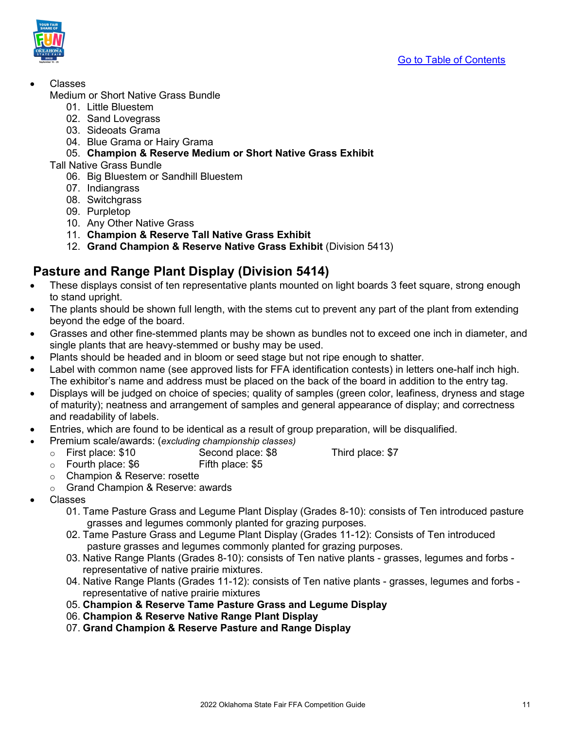- Classes

  Medium or Short Native Grass Bundle

  01. Little Bluestem
  02. Sand Lovegrass
  03. Sideoats Grama
  04. Blue Grama or Hairy Grama
  05. **Champion & Reserve Medium or Short Native Grass Exhibit**

  Tall Native Grass Bundle

  06. Big Bluestem or Sandhill Bluestem
  07. Indiangrass
  08. Switchgrass
  09. Purpletop
  10. Any Other Native Grass
  11. **Champion & Reserve Tall Native Grass Exhibit**
  12. **Grand Champion & Reserve Native Grass Exhibit** (Division 5413)

## Pasture and Range Plant Display (Division 5414)

- These displays consist of ten representative plants mounted on light boards 3 feet square, strong enough to stand upright.
- The plants should be shown full length, with the stems cut to prevent any part of the plant from extending beyond the edge of the board.
- Grasses and other fine-stemmed plants may be shown as bundles not to exceed one inch in diameter, and single plants that are heavy-stemmed or bushy may be used.
- Plants should be headed and in bloom or seed stage but not ripe enough to shatter.
- Label with common name (see approved lists for FFA identification contests) in letters one-half inch high. The exhibitor's name and address must be placed on the back of the board in addition to the entry tag.
- Displays will be judged on choice of species; quality of samples (green color, leafiness, dryness and stage of maturity); neatness and arrangement of samples and general appearance of display; and correctness and readability of labels.
- Entries, which are found to be identical as a result of group preparation, will be disqualified.
- Premium scale/awards: (*excluding championship classes)*
  - First place: $10 Second place: $8 Third place: $7
  - Fourth place: $6 Fifth place: $5
  - Champion & Reserve: rosette
  - Grand Champion & Reserve: awards
- Classes

  01. Tame Pasture Grass and Legume Plant Display (Grades 8-10): consists of Ten introduced pasture grasses and legumes commonly planted for grazing purposes.
  02. Tame Pasture Grass and Legume Plant Display (Grades 11-12): Consists of Ten introduced pasture grasses and legumes commonly planted for grazing purposes.
  03. Native Range Plants (Grades 8-10): consists of Ten native plants - grasses, legumes and forbs - representative of native prairie mixtures.
  04. Native Range Plants (Grades 11-12): consists of Ten native plants - grasses, legumes and forbs - representative of native prairie mixtures
  05. **Champion & Reserve Tame Pasture Grass and Legume Display**
  06. **Champion & Reserve Native Range Plant Display**
  07. **Grand Champion & Reserve Pasture and Range Display**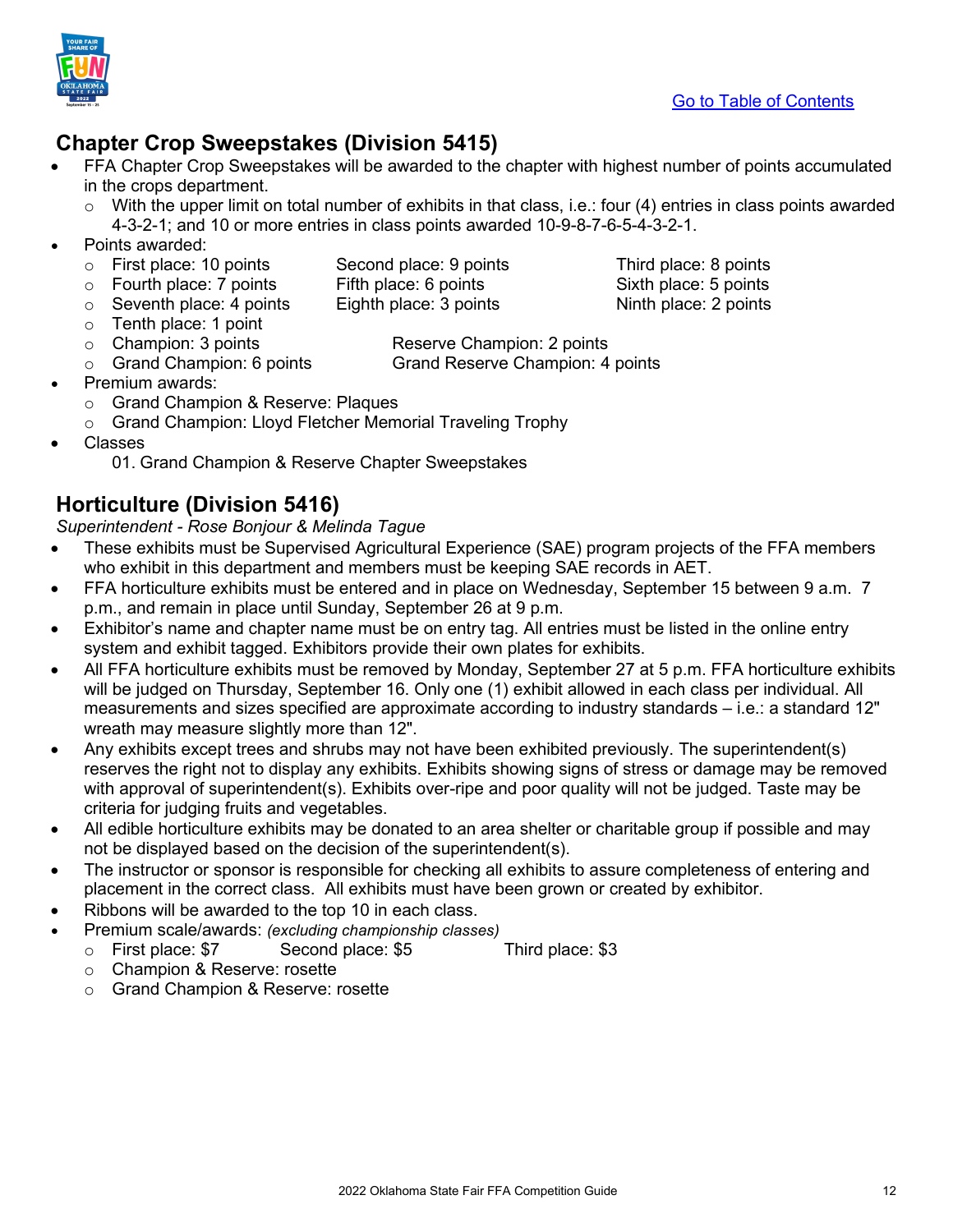[Go to Table of Contents]

## Chapter Crop Sweepstakes (Division 5415)

- FFA Chapter Crop Sweepstakes will be awarded to the chapter with highest number of points accumulated in the crops department.
  - With the upper limit on total number of exhibits in that class, i.e.: four (4) entries in class points awarded 4-3-2-1; and 10 or more entries in class points awarded 10-9-8-7-6-5-4-3-2-1.
- Points awarded:
  - First place: 10 points     Second place: 9 points     Third place: 8 points
  - Fourth place: 7 points     Fifth place: 6 points     Sixth place: 5 points
  - Seventh place: 4 points     Eighth place: 3 points     Ninth place: 2 points
  - Tenth place: 1 point
  - Champion: 3 points     Reserve Champion: 2 points
  - Grand Champion: 6 points     Grand Reserve Champion: 4 points
- Premium awards:
  - Grand Champion & Reserve: Plaques
  - Grand Champion: Lloyd Fletcher Memorial Traveling Trophy
- Classes
  01. Grand Champion & Reserve Chapter Sweepstakes

## Horticulture (Division 5416)

*Superintendent - Rose Bonjour & Melinda Tague*

- These exhibits must be Supervised Agricultural Experience (SAE) program projects of the FFA members who exhibit in this department and members must be keeping SAE records in AET.
- FFA horticulture exhibits must be entered and in place on Wednesday, September 15 between 9 a.m. 7 p.m., and remain in place until Sunday, September 26 at 9 p.m.
- Exhibitor's name and chapter name must be on entry tag. All entries must be listed in the online entry system and exhibit tagged. Exhibitors provide their own plates for exhibits.
- All FFA horticulture exhibits must be removed by Monday, September 27 at 5 p.m. FFA horticulture exhibits will be judged on Thursday, September 16. Only one (1) exhibit allowed in each class per individual. All measurements and sizes specified are approximate according to industry standards – i.e.: a standard 12" wreath may measure slightly more than 12".
- Any exhibits except trees and shrubs may not have been exhibited previously. The superintendent(s) reserves the right not to display any exhibits. Exhibits showing signs of stress or damage may be removed with approval of superintendent(s). Exhibits over-ripe and poor quality will not be judged. Taste may be criteria for judging fruits and vegetables.
- All edible horticulture exhibits may be donated to an area shelter or charitable group if possible and may not be displayed based on the decision of the superintendent(s).
- The instructor or sponsor is responsible for checking all exhibits to assure completeness of entering and placement in the correct class. All exhibits must have been grown or created by exhibitor.
- Ribbons will be awarded to the top 10 in each class.
- Premium scale/awards: *(excluding championship classes)*
  - First place: $7     Second place: $5     Third place: $3
  - Champion & Reserve: rosette
  - Grand Champion & Reserve: rosette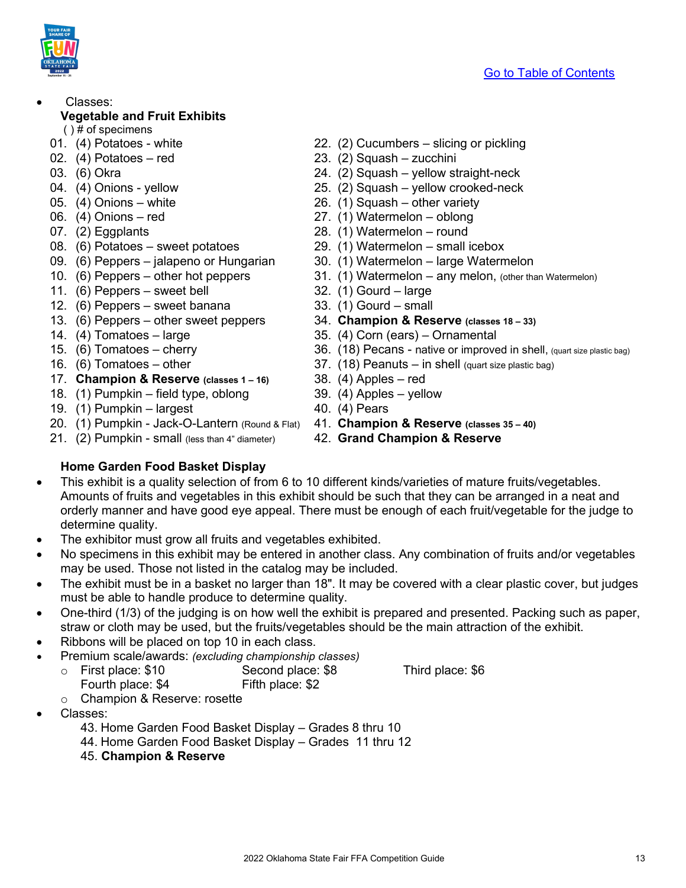[Go to Table of Contents]

- Classes:

**Vegetable and Fruit Exhibits**

( ) # of specimens

01. (4) Potatoes - white
02. (4) Potatoes – red
03. (6) Okra
04. (4) Onions - yellow
05. (4) Onions – white
06. (4) Onions – red
07. (2) Eggplants
08. (6) Potatoes – sweet potatoes
09. (6) Peppers – jalapeno or Hungarian
10. (6) Peppers – other hot peppers
11. (6) Peppers – sweet bell
12. (6) Peppers – sweet banana
13. (6) Peppers – other sweet peppers
14. (4) Tomatoes – large
15. (6) Tomatoes – cherry
16. (6) Tomatoes – other
17. **Champion & Reserve** (classes 1 – 16)
18. (1) Pumpkin – field type, oblong
19. (1) Pumpkin – largest
20. (1) Pumpkin - Jack-O-Lantern (Round & Flat)
21. (2) Pumpkin - small (less than 4" diameter)
22. (2) Cucumbers – slicing or pickling
23. (2) Squash – zucchini
24. (2) Squash – yellow straight-neck
25. (2) Squash – yellow crooked-neck
26. (1) Squash – other variety
27. (1) Watermelon – oblong
28. (1) Watermelon – round
29. (1) Watermelon – small icebox
30. (1) Watermelon – large Watermelon
31. (1) Watermelon – any melon, (other than Watermelon)
32. (1) Gourd – large
33. (1) Gourd – small
34. **Champion & Reserve** (classes 18 – 33)
35. (4) Corn (ears) – Ornamental
36. (18) Pecans - native or improved in shell, (quart size plastic bag)
37. (18) Peanuts – in shell (quart size plastic bag)
38. (4) Apples – red
39. (4) Apples – yellow
40. (4) Pears
41. **Champion & Reserve** (classes 35 – 40)
42. **Grand Champion & Reserve**

**Home Garden Food Basket Display**

- This exhibit is a quality selection of from 6 to 10 different kinds/varieties of mature fruits/vegetables. Amounts of fruits and vegetables in this exhibit should be such that they can be arranged in a neat and orderly manner and have good eye appeal. There must be enough of each fruit/vegetable for the judge to determine quality.
- The exhibitor must grow all fruits and vegetables exhibited.
- No specimens in this exhibit may be entered in another class. Any combination of fruits and/or vegetables may be used. Those not listed in the catalog may be included.
- The exhibit must be in a basket no larger than 18". It may be covered with a clear plastic cover, but judges must be able to handle produce to determine quality.
- One-third (1/3) of the judging is on how well the exhibit is prepared and presented. Packing such as paper, straw or cloth may be used, but the fruits/vegetables should be the main attraction of the exhibit.
- Ribbons will be placed on top 10 in each class.
- Premium scale/awards: *(excluding championship classes)*
  - First place: $10 Second place: $8 Third place: $6 Fourth place: $4 Fifth place: $2
  - Champion & Reserve: rosette
- Classes:

43. Home Garden Food Basket Display – Grades 8 thru 10
44. Home Garden Food Basket Display – Grades 11 thru 12
45. **Champion & Reserve**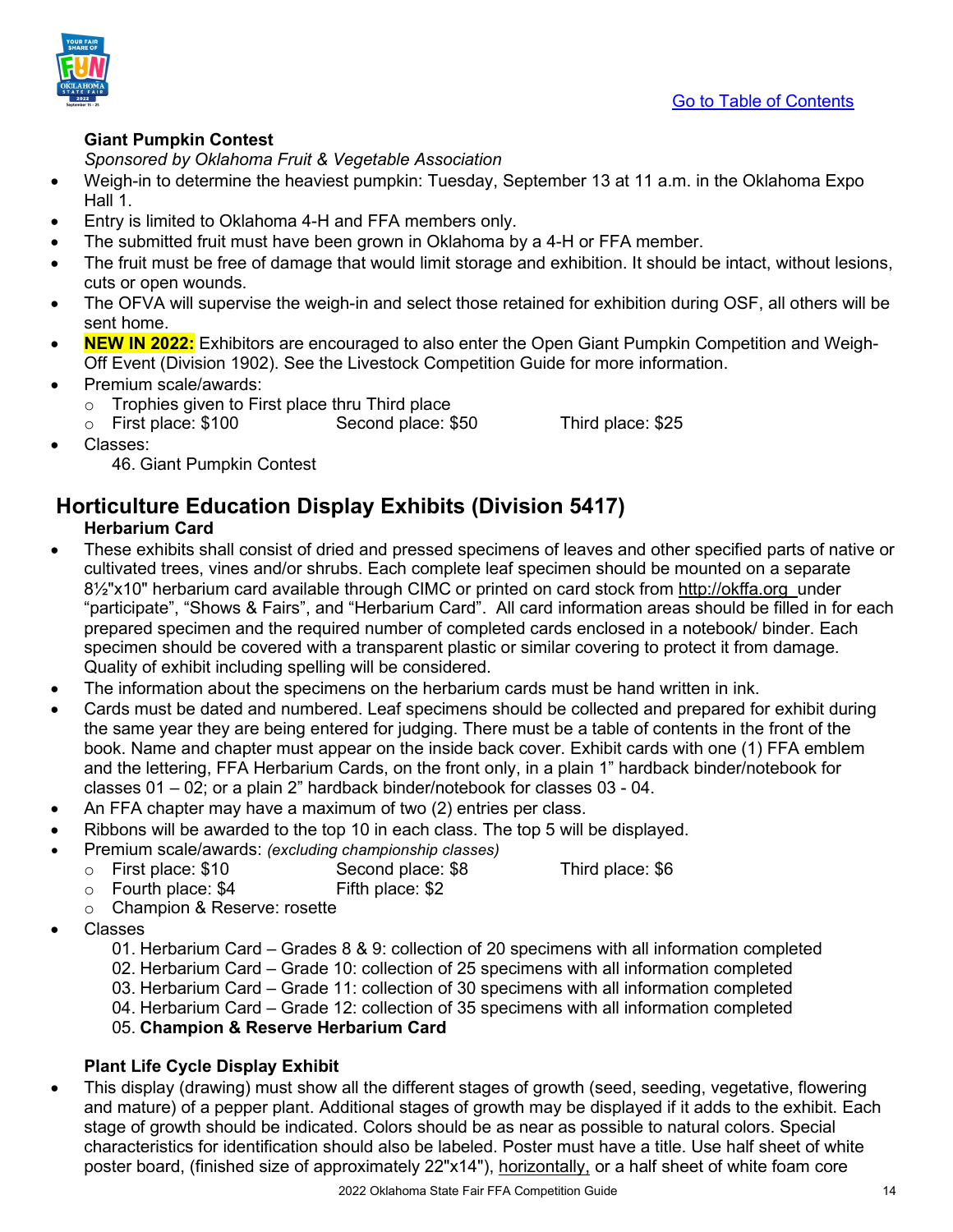[Go to Table of Contents](#)

**Giant Pumpkin Contest**

*Sponsored by Oklahoma Fruit & Vegetable Association*

- Weigh-in to determine the heaviest pumpkin: Tuesday, September 13 at 11 a.m. in the Oklahoma Expo Hall 1.
- Entry is limited to Oklahoma 4-H and FFA members only.
- The submitted fruit must have been grown in Oklahoma by a 4-H or FFA member.
- The fruit must be free of damage that would limit storage and exhibition. It should be intact, without lesions, cuts or open wounds.
- The OFVA will supervise the weigh-in and select those retained for exhibition during OSF, all others will be sent home.
- **NEW IN 2022:** Exhibitors are encouraged to also enter the Open Giant Pumpkin Competition and Weigh-Off Event (Division 1902). See the Livestock Competition Guide for more information.
- Premium scale/awards:
  - Trophies given to First place thru Third place
  - First place: $100 Second place: $50 Third place: $25
- Classes:
  46. Giant Pumpkin Contest

## Horticulture Education Display Exhibits (Division 5417)

**Herbarium Card**

- These exhibits shall consist of dried and pressed specimens of leaves and other specified parts of native or cultivated trees, vines and/or shrubs. Each complete leaf specimen should be mounted on a separate 8½"x10" herbarium card available through CIMC or printed on card stock from http://okffa.org under “participate”, “Shows & Fairs”, and “Herbarium Card”. All card information areas should be filled in for each prepared specimen and the required number of completed cards enclosed in a notebook/ binder. Each specimen should be covered with a transparent plastic or similar covering to protect it from damage. Quality of exhibit including spelling will be considered.
- The information about the specimens on the herbarium cards must be hand written in ink.
- Cards must be dated and numbered. Leaf specimens should be collected and prepared for exhibit during the same year they are being entered for judging. There must be a table of contents in the front of the book. Name and chapter must appear on the inside back cover. Exhibit cards with one (1) FFA emblem and the lettering, FFA Herbarium Cards, on the front only, in a plain 1” hardback binder/notebook for classes 01 – 02; or a plain 2” hardback binder/notebook for classes 03 - 04.
- An FFA chapter may have a maximum of two (2) entries per class.
- Ribbons will be awarded to the top 10 in each class. The top 5 will be displayed.
- Premium scale/awards: *(excluding championship classes)*
  - First place: $10 Second place: $8 Third place: $6
  - Fourth place: $4 Fifth place: $2
  - Champion & Reserve: rosette
- Classes

  01. Herbarium Card – Grades 8 & 9: collection of 20 specimens with all information completed  
  02. Herbarium Card – Grade 10: collection of 25 specimens with all information completed  
  03. Herbarium Card – Grade 11: collection of 30 specimens with all information completed  
  04. Herbarium Card – Grade 12: collection of 35 specimens with all information completed  
  05. **Champion & Reserve Herbarium Card**

**Plant Life Cycle Display Exhibit**

- This display (drawing) must show all the different stages of growth (seed, seeding, vegetative, flowering and mature) of a pepper plant. Additional stages of growth may be displayed if it adds to the exhibit. Each stage of growth should be indicated. Colors should be as near as possible to natural colors. Special characteristics for identification should also be labeled. Poster must have a title. Use half sheet of white poster board, (finished size of approximately 22"x14"), horizontally, or a half sheet of white foam core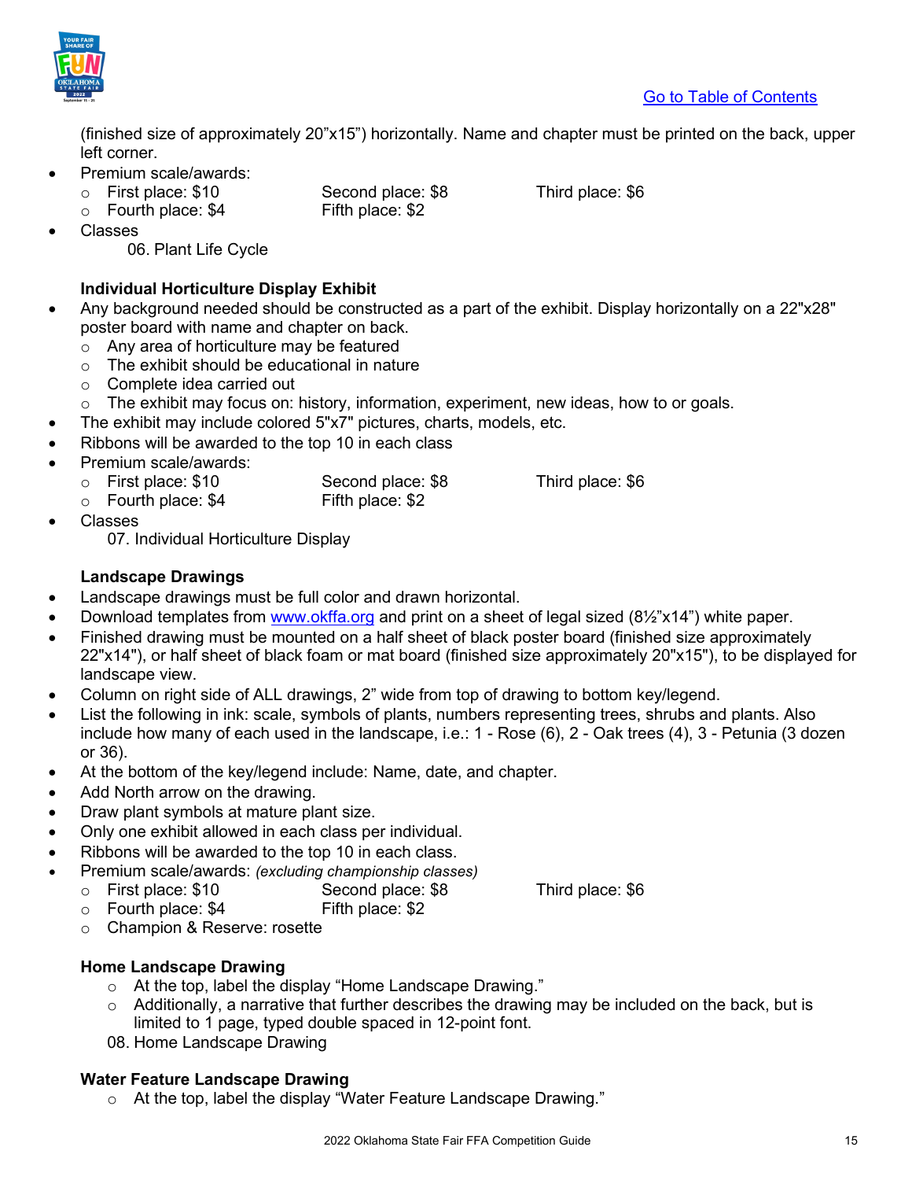(finished size of approximately 20”x15”) horizontally. Name and chapter must be printed on the back, upper left corner.

- Premium scale/awards:
  - First place: $10 Second place: $8 Third place: $6
  - Fourth place: $4 Fifth place: $2
- Classes
  - 06. Plant Life Cycle

**Individual Horticulture Display Exhibit**

- Any background needed should be constructed as a part of the exhibit. Display horizontally on a 22"x28" poster board with name and chapter on back.
  - Any area of horticulture may be featured
  - The exhibit should be educational in nature
  - Complete idea carried out
  - The exhibit may focus on: history, information, experiment, new ideas, how to or goals.
- The exhibit may include colored 5"x7" pictures, charts, models, etc.
- Ribbons will be awarded to the top 10 in each class
- Premium scale/awards:
  - First place: $10 Second place: $8 Third place: $6
  - Fourth place: $4 Fifth place: $2
- Classes
  - 07. Individual Horticulture Display

**Landscape Drawings**

- Landscape drawings must be full color and drawn horizontal.
- Download templates from www.okffa.org and print on a sheet of legal sized (8½”x14”) white paper.
- Finished drawing must be mounted on a half sheet of black poster board (finished size approximately 22"x14"), or half sheet of black foam or mat board (finished size approximately 20"x15"), to be displayed for landscape view.
- Column on right side of ALL drawings, 2” wide from top of drawing to bottom key/legend.
- List the following in ink: scale, symbols of plants, numbers representing trees, shrubs and plants. Also include how many of each used in the landscape, i.e.: 1 - Rose (6), 2 - Oak trees (4), 3 - Petunia (3 dozen or 36).
- At the bottom of the key/legend include: Name, date, and chapter.
- Add North arrow on the drawing.
- Draw plant symbols at mature plant size.
- Only one exhibit allowed in each class per individual.
- Ribbons will be awarded to the top 10 in each class.
- Premium scale/awards: *(excluding championship classes)*
  - First place: $10 Second place: $8 Third place: $6
  - Fourth place: $4 Fifth place: $2
  - Champion & Reserve: rosette

**Home Landscape Drawing**

- At the top, label the display “Home Landscape Drawing.”
- Additionally, a narrative that further describes the drawing may be included on the back, but is limited to 1 page, typed double spaced in 12-point font.

08. Home Landscape Drawing

**Water Feature Landscape Drawing**

- At the top, label the display “Water Feature Landscape Drawing.”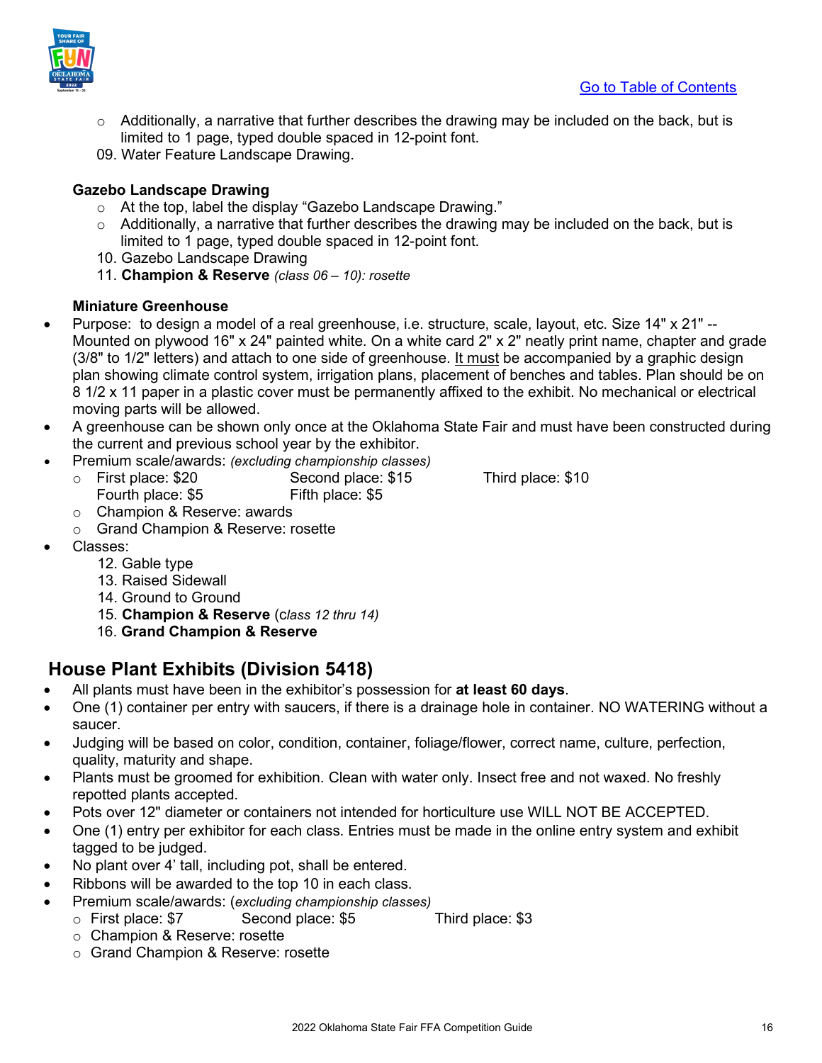- Additionally, a narrative that further describes the drawing may be included on the back, but is limited to 1 page, typed double spaced in 12-point font.

09. Water Feature Landscape Drawing.

**Gazebo Landscape Drawing**

- At the top, label the display "Gazebo Landscape Drawing."
- Additionally, a narrative that further describes the drawing may be included on the back, but is limited to 1 page, typed double spaced in 12-point font.

10. Gazebo Landscape Drawing
11. **Champion & Reserve** *(class 06 – 10): rosette*

**Miniature Greenhouse**

- Purpose: to design a model of a real greenhouse, i.e. structure, scale, layout, etc. Size 14" x 21" -- Mounted on plywood 16" x 24" painted white. On a white card 2" x 2" neatly print name, chapter and grade (3/8" to 1/2" letters) and attach to one side of greenhouse. It must be accompanied by a graphic design plan showing climate control system, irrigation plans, placement of benches and tables. Plan should be on 8 1/2 x 11 paper in a plastic cover must be permanently affixed to the exhibit. No mechanical or electrical moving parts will be allowed.
- A greenhouse can be shown only once at the Oklahoma State Fair and must have been constructed during the current and previous school year by the exhibitor.
- Premium scale/awards: *(excluding championship classes)*
  - First place: $20 Second place: $15 Third place: $10 Fourth place: $5 Fifth place: $5
  - Champion & Reserve: awards
  - Grand Champion & Reserve: rosette
- Classes:

12. Gable type
13. Raised Sidewall
14. Ground to Ground
15. **Champion & Reserve** (c*lass 12 thru 14)*
16. **Grand Champion & Reserve**

## House Plant Exhibits (Division 5418)

- All plants must have been in the exhibitor's possession for **at least 60 days**.
- One (1) container per entry with saucers, if there is a drainage hole in container. NO WATERING without a saucer.
- Judging will be based on color, condition, container, foliage/flower, correct name, culture, perfection, quality, maturity and shape.
- Plants must be groomed for exhibition. Clean with water only. Insect free and not waxed. No freshly repotted plants accepted.
- Pots over 12" diameter or containers not intended for horticulture use WILL NOT BE ACCEPTED.
- One (1) entry per exhibitor for each class. Entries must be made in the online entry system and exhibit tagged to be judged.
- No plant over 4' tall, including pot, shall be entered.
- Ribbons will be awarded to the top 10 in each class.
- Premium scale/awards: (*excluding championship classes)*
  - First place: $7 Second place: $5 Third place: $3
  - Champion & Reserve: rosette
  - Grand Champion & Reserve: rosette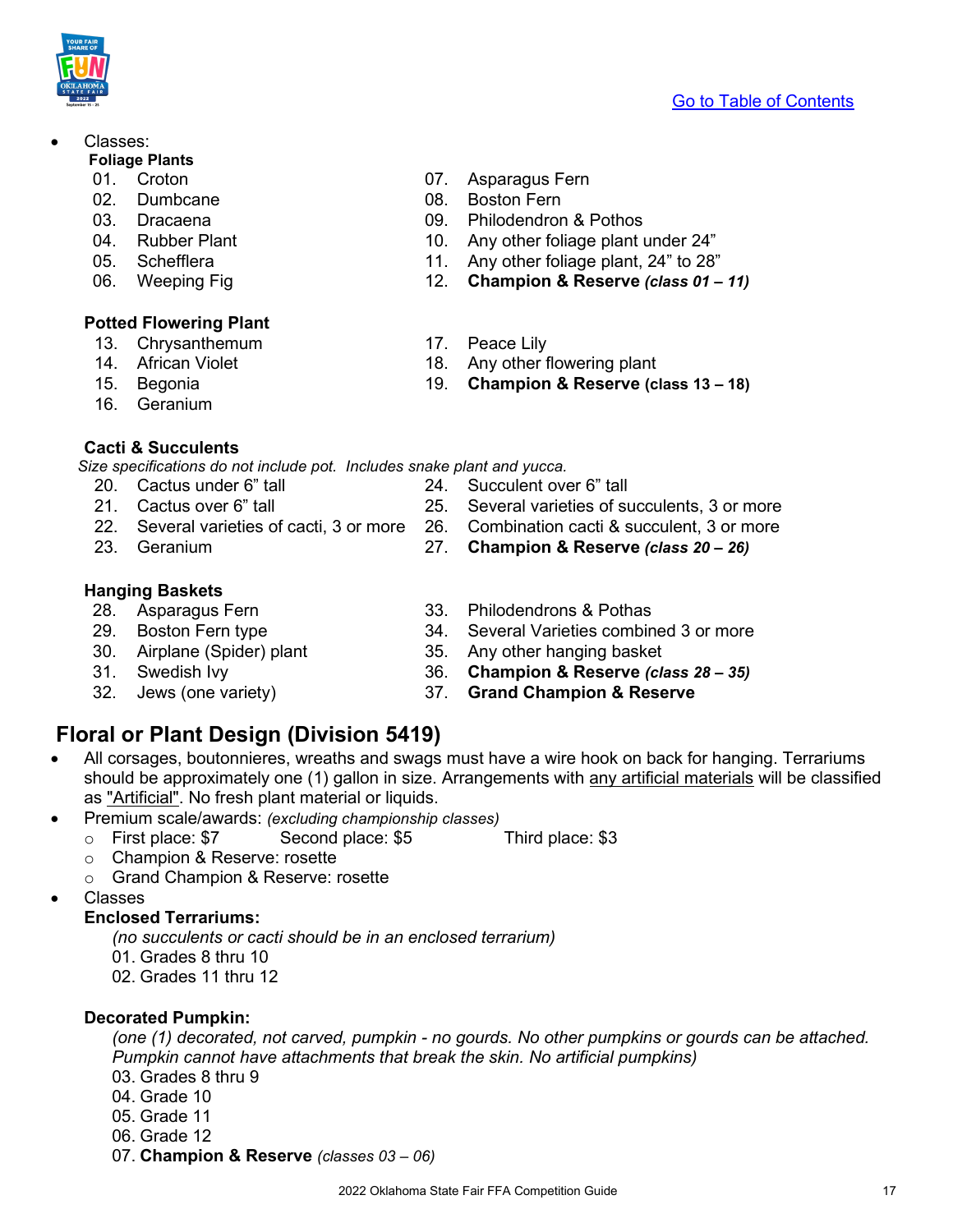[Go to Table of Contents](#)

- Classes:

**Foliage Plants**

01. Croton
02. Dumbcane
03. Dracaena
04. Rubber Plant
05. Schefflera
06. Weeping Fig
07. Asparagus Fern
08. Boston Fern
09. Philodendron & Pothos
10. Any other foliage plant under 24”
11. Any other foliage plant, 24” to 28”
12. **Champion & Reserve *(class 01 – 11)***

**Potted Flowering Plant**

13. Chrysanthemum
14. African Violet
15. Begonia
16. Geranium
17. Peace Lily
18. Any other flowering plant
19. **Champion & Reserve (class 13 – 18)**

**Cacti & Succulents**

*Size specifications do not include pot. Includes snake plant and yucca.*

20. Cactus under 6” tall
21. Cactus over 6” tall
22. Several varieties of cacti, 3 or more
23. Geranium
24. Succulent over 6” tall
25. Several varieties of succulents, 3 or more
26. Combination cacti & succulent, 3 or more
27. **Champion & Reserve *(class 20 – 26)***

**Hanging Baskets**

28. Asparagus Fern
29. Boston Fern type
30. Airplane (Spider) plant
31. Swedish Ivy
32. Jews (one variety)
33. Philodendrons & Pothas
34. Several Varieties combined 3 or more
35. Any other hanging basket
36. **Champion & Reserve *(class 28 – 35)***
37. **Grand Champion & Reserve**

## Floral or Plant Design (Division 5419)

- All corsages, boutonnieres, wreaths and swags must have a wire hook on back for hanging. Terrariums should be approximately one (1) gallon in size. Arrangements with <u>any artificial materials</u> will be classified as <u>"Artificial"</u>. No fresh plant material or liquids.
- Premium scale/awards: *(excluding championship classes)*
  - First place: $7 Second place: $5 Third place: $3
  - Champion & Reserve: rosette
  - Grand Champion & Reserve: rosette
- Classes

**Enclosed Terrariums:**

*(no succulents or cacti should be in an enclosed terrarium)*

01. Grades 8 thru 10
02. Grades 11 thru 12

**Decorated Pumpkin:**

*(one (1) decorated, not carved, pumpkin - no gourds. No other pumpkins or gourds can be attached. Pumpkin cannot have attachments that break the skin. No artificial pumpkins)*

03. Grades 8 thru 9
04. Grade 10
05. Grade 11
06. Grade 12
07. **Champion & Reserve** *(classes 03 – 06)*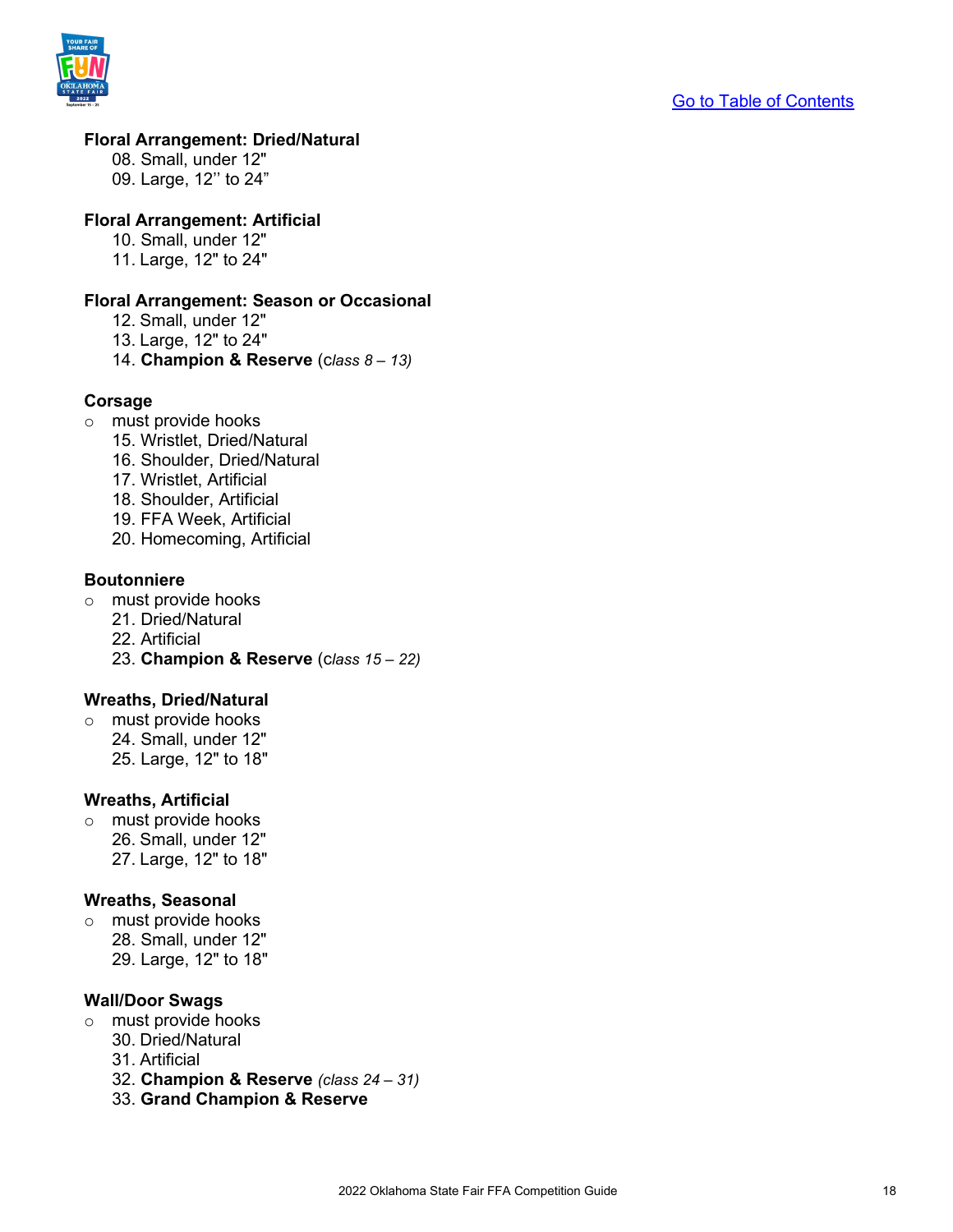[Go to Table of Contents](#)

**Floral Arrangement: Dried/Natural**

08. Small, under 12"
09. Large, 12'' to 24"

**Floral Arrangement: Artificial**

10. Small, under 12"
11. Large, 12" to 24"

**Floral Arrangement: Season or Occasional**

12. Small, under 12"
13. Large, 12" to 24"
14. **Champion & Reserve** (c*lass 8 – 13)*

**Corsage**

- must provide hooks

15. Wristlet, Dried/Natural
16. Shoulder, Dried/Natural
17. Wristlet, Artificial
18. Shoulder, Artificial
19. FFA Week, Artificial
20. Homecoming, Artificial

**Boutonniere**

- must provide hooks

21. Dried/Natural
22. Artificial
23. **Champion & Reserve** (c*lass 15 – 22)*

**Wreaths, Dried/Natural**

- must provide hooks

24. Small, under 12"
25. Large, 12" to 18"

**Wreaths, Artificial**

- must provide hooks

26. Small, under 12"
27. Large, 12" to 18"

**Wreaths, Seasonal**

- must provide hooks

28. Small, under 12"
29. Large, 12" to 18"

**Wall/Door Swags**

- must provide hooks

30. Dried/Natural
31. Artificial
32. **Champion & Reserve** *(class 24 – 31)*
33. **Grand Champion & Reserve**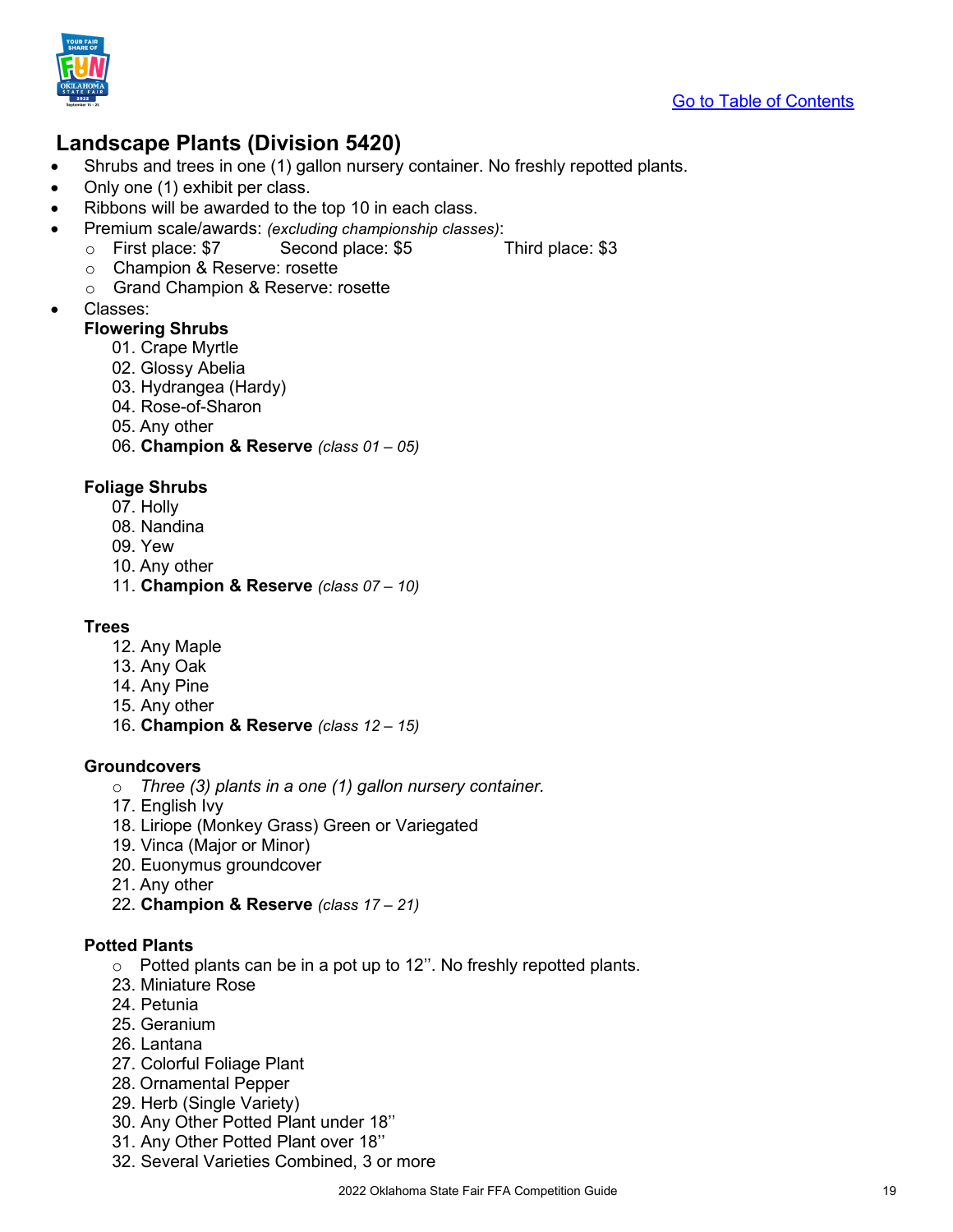[Go to Table of Contents]

## Landscape Plants (Division 5420)

- Shrubs and trees in one (1) gallon nursery container. No freshly repotted plants.
- Only one (1) exhibit per class.
- Ribbons will be awarded to the top 10 in each class.
- Premium scale/awards: *(excluding championship classes)*:
  - First place: $7 Second place: $5 Third place: $3
  - Champion & Reserve: rosette
  - Grand Champion & Reserve: rosette
- Classes:

**Flowering Shrubs**

01. Crape Myrtle
02. Glossy Abelia
03. Hydrangea (Hardy)
04. Rose-of-Sharon
05. Any other
06. **Champion & Reserve** *(class 01 – 05)*

**Foliage Shrubs**

07. Holly
08. Nandina
09. Yew
10. Any other
11. **Champion & Reserve** *(class 07 – 10)*

**Trees**

12. Any Maple
13. Any Oak
14. Any Pine
15. Any other
16. **Champion & Reserve** *(class 12 – 15)*

**Groundcovers**

- *Three (3) plants in a one (1) gallon nursery container.*

17. English Ivy
18. Liriope (Monkey Grass) Green or Variegated
19. Vinca (Major or Minor)
20. Euonymus groundcover
21. Any other
22. **Champion & Reserve** *(class 17 – 21)*

**Potted Plants**

- Potted plants can be in a pot up to 12''. No freshly repotted plants.

23. Miniature Rose
24. Petunia
25. Geranium
26. Lantana
27. Colorful Foliage Plant
28. Ornamental Pepper
29. Herb (Single Variety)
30. Any Other Potted Plant under 18''
31. Any Other Potted Plant over 18''
32. Several Varieties Combined, 3 or more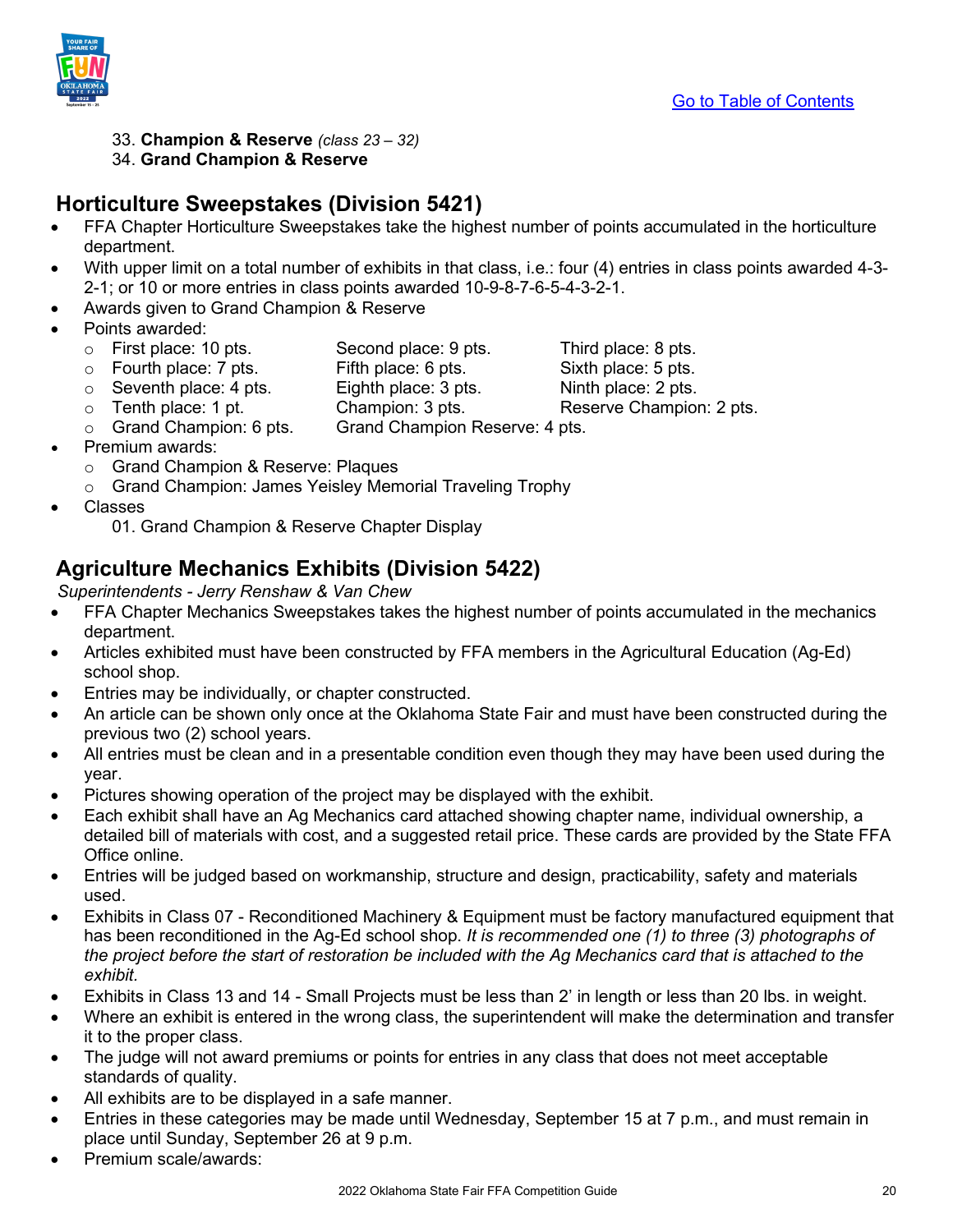33. **Champion & Reserve** *(class 23 – 32)*
34. **Grand Champion & Reserve**

## Horticulture Sweepstakes (Division 5421)

- FFA Chapter Horticulture Sweepstakes take the highest number of points accumulated in the horticulture department.
- With upper limit on a total number of exhibits in that class, i.e.: four (4) entries in class points awarded 4-3-2-1; or 10 or more entries in class points awarded 10-9-8-7-6-5-4-3-2-1.
- Awards given to Grand Champion & Reserve
- Points awarded:
  - First place: 10 pts.
  - Second place: 9 pts.
  - Third place: 8 pts.
  - Fourth place: 7 pts.
  - Fifth place: 6 pts.
  - Sixth place: 5 pts.
  - Seventh place: 4 pts.
  - Eighth place: 3 pts.
  - Ninth place: 2 pts.
  - Tenth place: 1 pt.
  - Champion: 3 pts.
  - Reserve Champion: 2 pts.
  - Grand Champion: 6 pts.
  - Grand Champion Reserve: 4 pts.
- Premium awards:
  - Grand Champion & Reserve: Plaques
  - Grand Champion: James Yeisley Memorial Traveling Trophy
- Classes

  01. Grand Champion & Reserve Chapter Display

## Agriculture Mechanics Exhibits (Division 5422)

*Superintendents - Jerry Renshaw & Van Chew*

- FFA Chapter Mechanics Sweepstakes takes the highest number of points accumulated in the mechanics department.
- Articles exhibited must have been constructed by FFA members in the Agricultural Education (Ag-Ed) school shop.
- Entries may be individually, or chapter constructed.
- An article can be shown only once at the Oklahoma State Fair and must have been constructed during the previous two (2) school years.
- All entries must be clean and in a presentable condition even though they may have been used during the year.
- Pictures showing operation of the project may be displayed with the exhibit.
- Each exhibit shall have an Ag Mechanics card attached showing chapter name, individual ownership, a detailed bill of materials with cost, and a suggested retail price. These cards are provided by the State FFA Office online.
- Entries will be judged based on workmanship, structure and design, practicability, safety and materials used.
- Exhibits in Class 07 - Reconditioned Machinery & Equipment must be factory manufactured equipment that has been reconditioned in the Ag-Ed school shop. *It is recommended one (1) to three (3) photographs of the project before the start of restoration be included with the Ag Mechanics card that is attached to the exhibit.*
- Exhibits in Class 13 and 14 - Small Projects must be less than 2' in length or less than 20 lbs. in weight.
- Where an exhibit is entered in the wrong class, the superintendent will make the determination and transfer it to the proper class.
- The judge will not award premiums or points for entries in any class that does not meet acceptable standards of quality.
- All exhibits are to be displayed in a safe manner.
- Entries in these categories may be made until Wednesday, September 15 at 7 p.m., and must remain in place until Sunday, September 26 at 9 p.m.
- Premium scale/awards: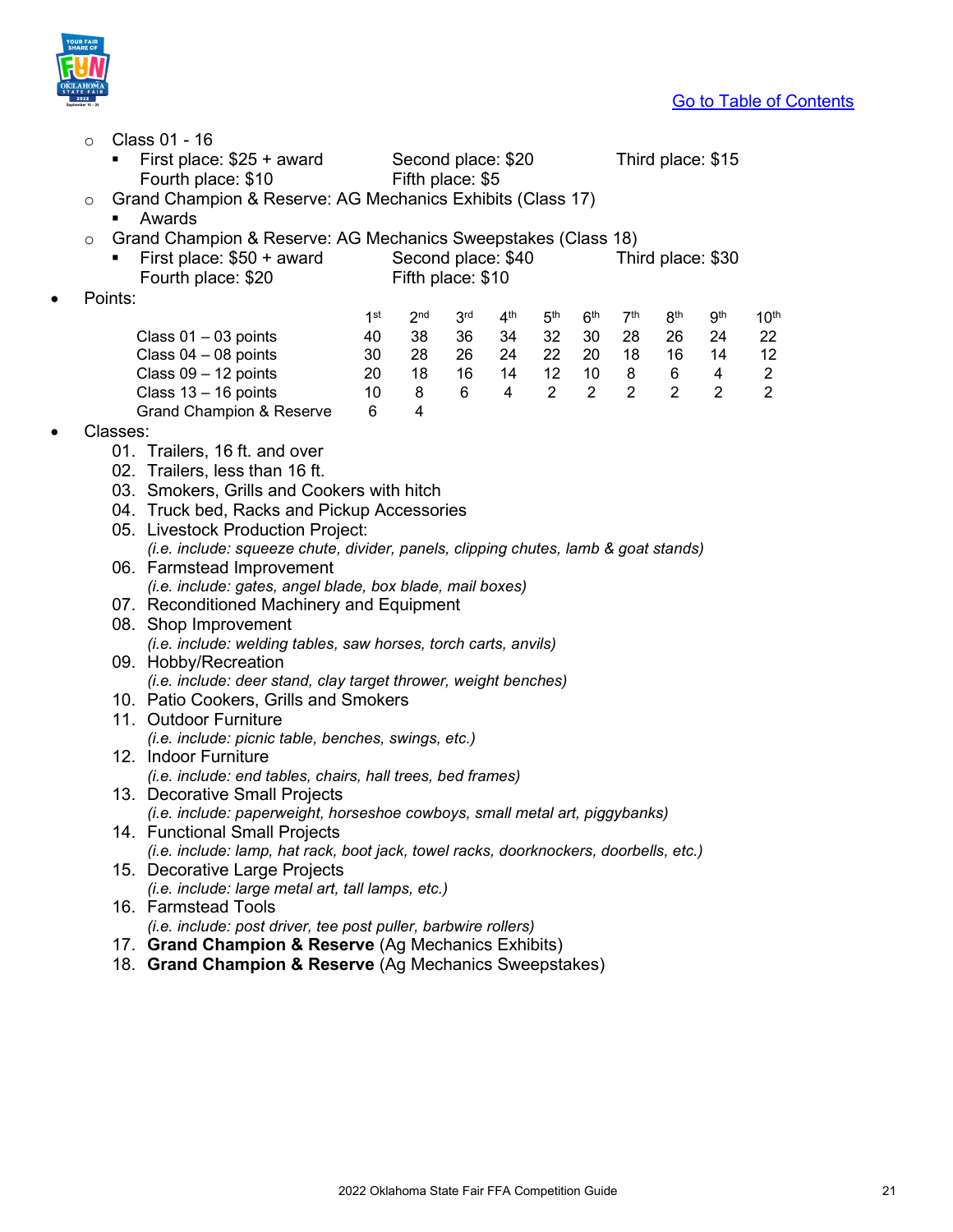[Go to Table of Contents]

- Class 01 - 16
  - First place: $25 + award  Second place: $20  Third place: $15  
    Fourth place: $10  Fifth place: $5
- Grand Champion & Reserve: AG Mechanics Exhibits (Class 17)
  - Awards
- Grand Champion & Reserve: AG Mechanics Sweepstakes (Class 18)
  - First place: $50 + award  Second place: $40  Third place: $30  
    Fourth place: $20  Fifth place: $10

- Points:

| | 1st | 2nd | 3rd | 4th | 5th | 6th | 7th | 8th | 9th | 10th |
|---|---|---|---|---|---|---|---|---|---|---|
| Class 01 – 03 points | 40 | 38 | 36 | 34 | 32 | 30 | 28 | 26 | 24 | 22 |
| Class 04 – 08 points | 30 | 28 | 26 | 24 | 22 | 20 | 18 | 16 | 14 | 12 |
| Class 09 – 12 points | 20 | 18 | 16 | 14 | 12 | 10 | 8 | 6 | 4 | 2 |
| Class 13 – 16 points | 10 | 8 | 6 | 4 | 2 | 2 | 2 | 2 | 2 | 2 |
| Grand Champion & Reserve | 6 | 4 | | | | | | | | |

- Classes:
  01. Trailers, 16 ft. and over
  02. Trailers, less than 16 ft.
  03. Smokers, Grills and Cookers with hitch
  04. Truck bed, Racks and Pickup Accessories
  05. Livestock Production Project:  
      *(i.e. include: squeeze chute, divider, panels, clipping chutes, lamb & goat stands)*
  06. Farmstead Improvement  
      *(i.e. include: gates, angel blade, box blade, mail boxes)*
  07. Reconditioned Machinery and Equipment
  08. Shop Improvement  
      *(i.e. include: welding tables, saw horses, torch carts, anvils)*
  09. Hobby/Recreation  
      *(i.e. include: deer stand, clay target thrower, weight benches)*
  10. Patio Cookers, Grills and Smokers
  11. Outdoor Furniture  
      *(i.e. include: picnic table, benches, swings, etc.)*
  12. Indoor Furniture  
      *(i.e. include: end tables, chairs, hall trees, bed frames)*
  13. Decorative Small Projects  
      *(i.e. include: paperweight, horseshoe cowboys, small metal art, piggybanks)*
  14. Functional Small Projects  
      *(i.e. include: lamp, hat rack, boot jack, towel racks, doorknockers, doorbells, etc.)*
  15. Decorative Large Projects  
      *(i.e. include: large metal art, tall lamps, etc.)*
  16. Farmstead Tools  
      *(i.e. include: post driver, tee post puller, barbwire rollers)*
  17. **Grand Champion & Reserve** (Ag Mechanics Exhibits)
  18. **Grand Champion & Reserve** (Ag Mechanics Sweepstakes)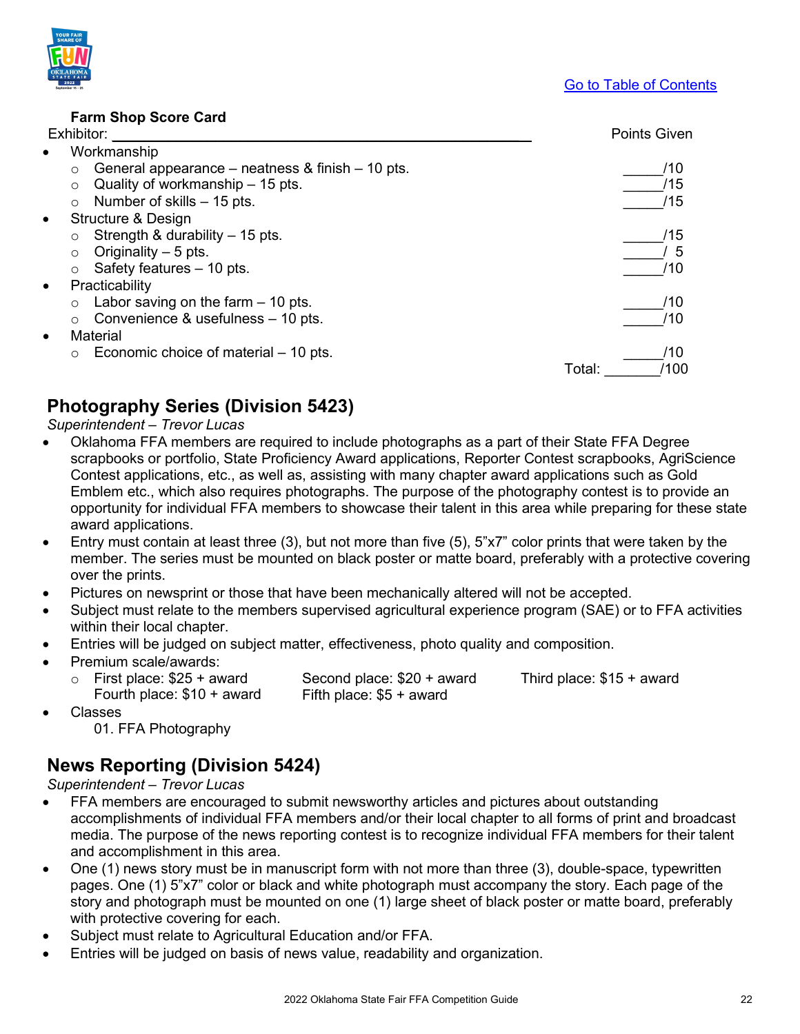[Go to Table of Contents](#)

**Farm Shop Score Card**

Exhibitor: ____________________________________________ Points Given

- Workmanship
  - General appearance – neatness & finish – 10 pts. _____/10
  - Quality of workmanship – 15 pts. _____/15
  - Number of skills – 15 pts. _____/15
- Structure & Design
  - Strength & durability – 15 pts. _____/15
  - Originality – 5 pts. _____/ 5
  - Safety features – 10 pts. _____/10
- Practicability
  - Labor saving on the farm – 10 pts. _____/10
  - Convenience & usefulness – 10 pts. _____/10
- Material
  - Economic choice of material – 10 pts. _____/10

Total: ________/100

## Photography Series (Division 5423)

*Superintendent – Trevor Lucas*

- Oklahoma FFA members are required to include photographs as a part of their State FFA Degree scrapbooks or portfolio, State Proficiency Award applications, Reporter Contest scrapbooks, AgriScience Contest applications, etc., as well as, assisting with many chapter award applications such as Gold Emblem etc., which also requires photographs. The purpose of the photography contest is to provide an opportunity for individual FFA members to showcase their talent in this area while preparing for these state award applications.
- Entry must contain at least three (3), but not more than five (5), 5"x7" color prints that were taken by the member. The series must be mounted on black poster or matte board, preferably with a protective covering over the prints.
- Pictures on newsprint or those that have been mechanically altered will not be accepted.
- Subject must relate to the members supervised agricultural experience program (SAE) or to FFA activities within their local chapter.
- Entries will be judged on subject matter, effectiveness, photo quality and composition.
- Premium scale/awards:
  - First place: $25 + award  Second place: $20 + award  Third place: $15 + award  Fourth place: $10 + award  Fifth place: $5 + award
- Classes
  - 01. FFA Photography

## News Reporting (Division 5424)

*Superintendent – Trevor Lucas*

- FFA members are encouraged to submit newsworthy articles and pictures about outstanding accomplishments of individual FFA members and/or their local chapter to all forms of print and broadcast media. The purpose of the news reporting contest is to recognize individual FFA members for their talent and accomplishment in this area.
- One (1) news story must be in manuscript form with not more than three (3), double-space, typewritten pages. One (1) 5"x7" color or black and white photograph must accompany the story. Each page of the story and photograph must be mounted on one (1) large sheet of black poster or matte board, preferably with protective covering for each.
- Subject must relate to Agricultural Education and/or FFA.
- Entries will be judged on basis of news value, readability and organization.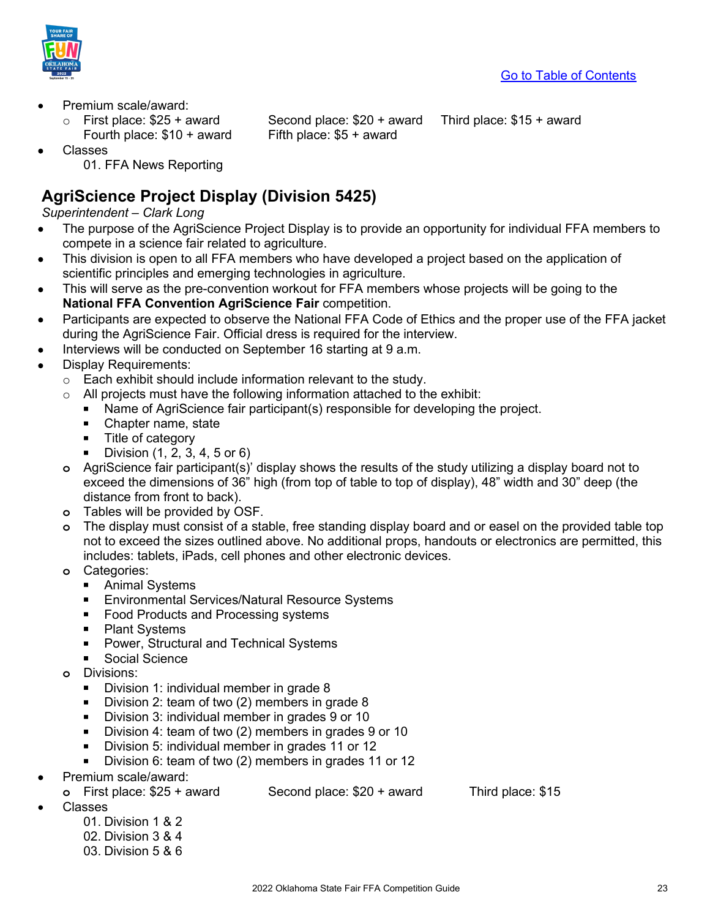- Premium scale/award:
  - First place: $25 + award Second place: $20 + award Third place: $15 + award Fourth place: $10 + award Fifth place: $5 + award
- Classes
  01. FFA News Reporting

## AgriScience Project Display (Division 5425)

*Superintendent – Clark Long*

- The purpose of the AgriScience Project Display is to provide an opportunity for individual FFA members to compete in a science fair related to agriculture.
- This division is open to all FFA members who have developed a project based on the application of scientific principles and emerging technologies in agriculture.
- This will serve as the pre-convention workout for FFA members whose projects will be going to the **National FFA Convention AgriScience Fair** competition.
- Participants are expected to observe the National FFA Code of Ethics and the proper use of the FFA jacket during the AgriScience Fair. Official dress is required for the interview.
- Interviews will be conducted on September 16 starting at 9 a.m.
- Display Requirements:
  - Each exhibit should include information relevant to the study.
  - All projects must have the following information attached to the exhibit:
    - Name of AgriScience fair participant(s) responsible for developing the project.
    - Chapter name, state
    - Title of category
    - Division (1, 2, 3, 4, 5 or 6)
  - AgriScience fair participant(s)' display shows the results of the study utilizing a display board not to exceed the dimensions of 36" high (from top of table to top of display), 48" width and 30" deep (the distance from front to back).
  - Tables will be provided by OSF.
  - The display must consist of a stable, free standing display board and or easel on the provided table top not to exceed the sizes outlined above. No additional props, handouts or electronics are permitted, this includes: tablets, iPads, cell phones and other electronic devices.
  - Categories:
    - Animal Systems
    - Environmental Services/Natural Resource Systems
    - Food Products and Processing systems
    - Plant Systems
    - Power, Structural and Technical Systems
    - Social Science
  - Divisions:
    - Division 1: individual member in grade 8
    - Division 2: team of two (2) members in grade 8
    - Division 3: individual member in grades 9 or 10
    - Division 4: team of two (2) members in grades 9 or 10
    - Division 5: individual member in grades 11 or 12
    - Division 6: team of two (2) members in grades 11 or 12
- Premium scale/award:
  - First place: $25 + award Second place: $20 + award Third place: $15
- Classes
  01. Division 1 & 2
  02. Division 3 & 4
  03. Division 5 & 6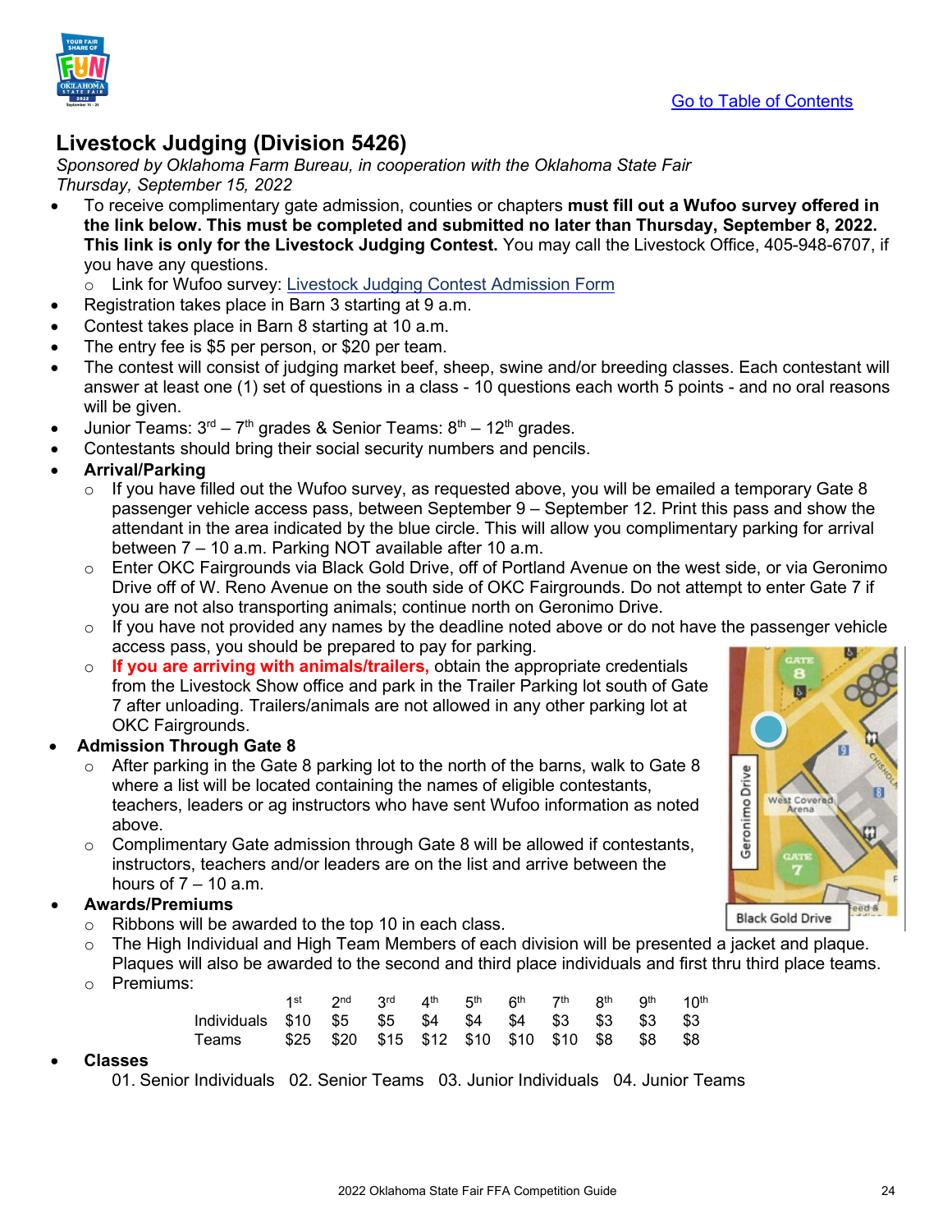[Go to Table of Contents]

# Livestock Judging (Division 5426)

*Sponsored by Oklahoma Farm Bureau, in cooperation with the Oklahoma State Fair*
*Thursday, September 15, 2022*

- To receive complimentary gate admission, counties or chapters **must fill out a Wufoo survey offered in the link below. This must be completed and submitted no later than Thursday, September 8, 2022. This link is only for the Livestock Judging Contest.** You may call the Livestock Office, 405-948-6707, if you have any questions.
  - Link for Wufoo survey: Livestock Judging Contest Admission Form
- Registration takes place in Barn 3 starting at 9 a.m.
- Contest takes place in Barn 8 starting at 10 a.m.
- The entry fee is $5 per person, or $20 per team.
- The contest will consist of judging market beef, sheep, swine and/or breeding classes. Each contestant will answer at least one (1) set of questions in a class - 10 questions each worth 5 points - and no oral reasons will be given.
- Junior Teams: 3rd – 7th grades & Senior Teams: 8th – 12th grades.
- Contestants should bring their social security numbers and pencils.
- **Arrival/Parking**
  - If you have filled out the Wufoo survey, as requested above, you will be emailed a temporary Gate 8 passenger vehicle access pass, between September 9 – September 12. Print this pass and show the attendant in the area indicated by the blue circle. This will allow you complimentary parking for arrival between 7 – 10 a.m. Parking NOT available after 10 a.m.
  - Enter OKC Fairgrounds via Black Gold Drive, off of Portland Avenue on the west side, or via Geronimo Drive off of W. Reno Avenue on the south side of OKC Fairgrounds. Do not attempt to enter Gate 7 if you are not also transporting animals; continue north on Geronimo Drive.
  - If you have not provided any names by the deadline noted above or do not have the passenger vehicle access pass, you should be prepared to pay for parking.
  - **If you are arriving with animals/trailers,** obtain the appropriate credentials from the Livestock Show office and park in the Trailer Parking lot south of Gate 7 after unloading. Trailers/animals are not allowed in any other parking lot at OKC Fairgrounds.
- **Admission Through Gate 8**
  - After parking in the Gate 8 parking lot to the north of the barns, walk to Gate 8 where a list will be located containing the names of eligible contestants, teachers, leaders or ag instructors who have sent Wufoo information as noted above.
  - Complimentary Gate admission through Gate 8 will be allowed if contestants, instructors, teachers and/or leaders are on the list and arrive between the hours of 7 – 10 a.m.
- **Awards/Premiums**
  - Ribbons will be awarded to the top 10 in each class.
  - The High Individual and High Team Members of each division will be presented a jacket and plaque. Plaques will also be awarded to the second and third place individuals and first thru third place teams.
  - Premiums:

| | 1st | 2nd | 3rd | 4th | 5th | 6th | 7th | 8th | 9th | 10th |
|---|---|---|---|---|---|---|---|---|---|---|
| Individuals | $10 | $5 | $5 | $4 | $4 | $4 | $3 | $3 | $3 | $3 |
| Teams | $25 | $20 | $15 | $12 | $10 | $10 | $10 | $8 | $8 | $8 |

- **Classes**
  - 01. Senior Individuals 02. Senior Teams 03. Junior Individuals 04. Junior Teams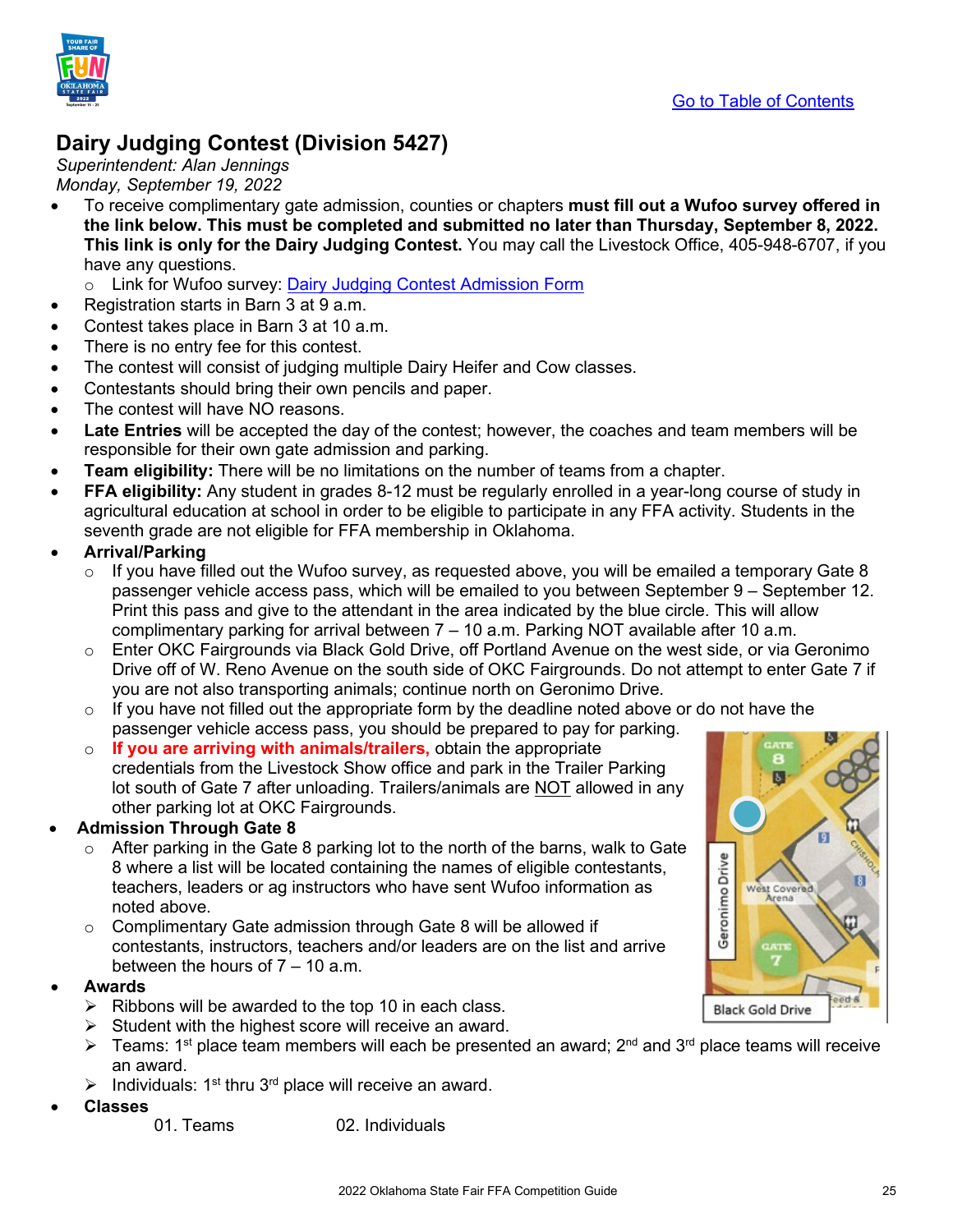[Go to Table of Contents]

# Dairy Judging Contest (Division 5427)

*Superintendent: Alan Jennings*
*Monday, September 19, 2022*

- To receive complimentary gate admission, counties or chapters **must fill out a Wufoo survey offered in the link below. This must be completed and submitted no later than Thursday, September 8, 2022. This link is only for the Dairy Judging Contest.** You may call the Livestock Office, 405-948-6707, if you have any questions.
  - Link for Wufoo survey: Dairy Judging Contest Admission Form
- Registration starts in Barn 3 at 9 a.m.
- Contest takes place in Barn 3 at 10 a.m.
- There is no entry fee for this contest.
- The contest will consist of judging multiple Dairy Heifer and Cow classes.
- Contestants should bring their own pencils and paper.
- The contest will have NO reasons.
- **Late Entries** will be accepted the day of the contest; however, the coaches and team members will be responsible for their own gate admission and parking.
- **Team eligibility:** There will be no limitations on the number of teams from a chapter.
- **FFA eligibility:** Any student in grades 8-12 must be regularly enrolled in a year-long course of study in agricultural education at school in order to be eligible to participate in any FFA activity. Students in the seventh grade are not eligible for FFA membership in Oklahoma.
- **Arrival/Parking**
  - If you have filled out the Wufoo survey, as requested above, you will be emailed a temporary Gate 8 passenger vehicle access pass, which will be emailed to you between September 9 – September 12. Print this pass and give to the attendant in the area indicated by the blue circle. This will allow complimentary parking for arrival between 7 – 10 a.m. Parking NOT available after 10 a.m.
  - Enter OKC Fairgrounds via Black Gold Drive, off Portland Avenue on the west side, or via Geronimo Drive off of W. Reno Avenue on the south side of OKC Fairgrounds. Do not attempt to enter Gate 7 if you are not also transporting animals; continue north on Geronimo Drive.
  - If you have not filled out the appropriate form by the deadline noted above or do not have the passenger vehicle access pass, you should be prepared to pay for parking.
  - **If you are arriving with animals/trailers,** obtain the appropriate credentials from the Livestock Show office and park in the Trailer Parking lot south of Gate 7 after unloading. Trailers/animals are NOT allowed in any other parking lot at OKC Fairgrounds.
- **Admission Through Gate 8**
  - After parking in the Gate 8 parking lot to the north of the barns, walk to Gate 8 where a list will be located containing the names of eligible contestants, teachers, leaders or ag instructors who have sent Wufoo information as noted above.
  - Complimentary Gate admission through Gate 8 will be allowed if contestants, instructors, teachers and/or leaders are on the list and arrive between the hours of 7 – 10 a.m.
- **Awards**
  - Ribbons will be awarded to the top 10 in each class.
  - Student with the highest score will receive an award.
  - Teams: 1st place team members will each be presented an award; 2nd and 3rd place teams will receive an award.
  - Individuals: 1st thru 3rd place will receive an award.
- **Classes**

  01. Teams 02. Individuals

GATE 8
Geronimo Drive
West Covered Arena
GATE 7
Black Gold Drive